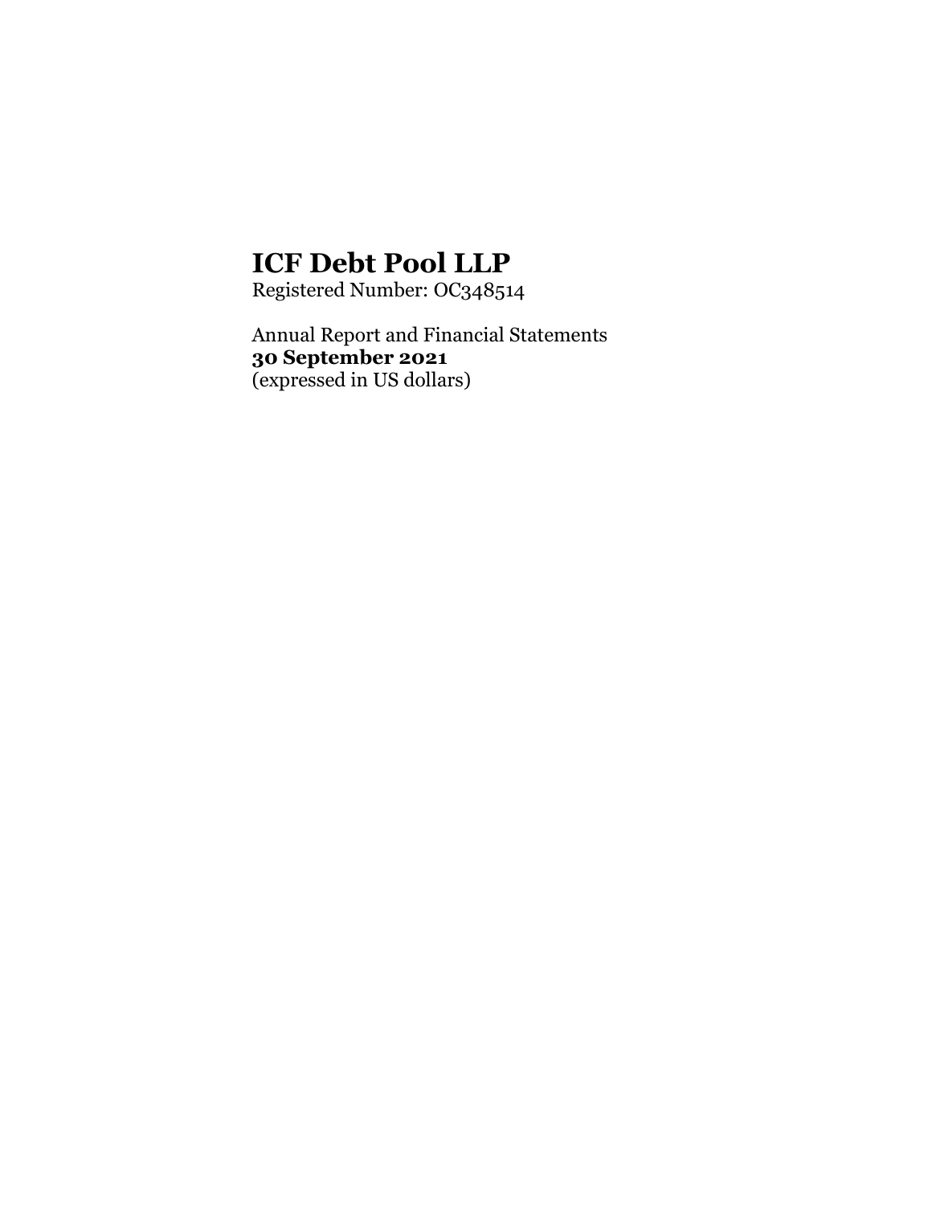# ICF Debt Pool LLP

Registered Number: OC348514

Annual Report and Financial Statements
**30 September 2021**
(expressed in US dollars)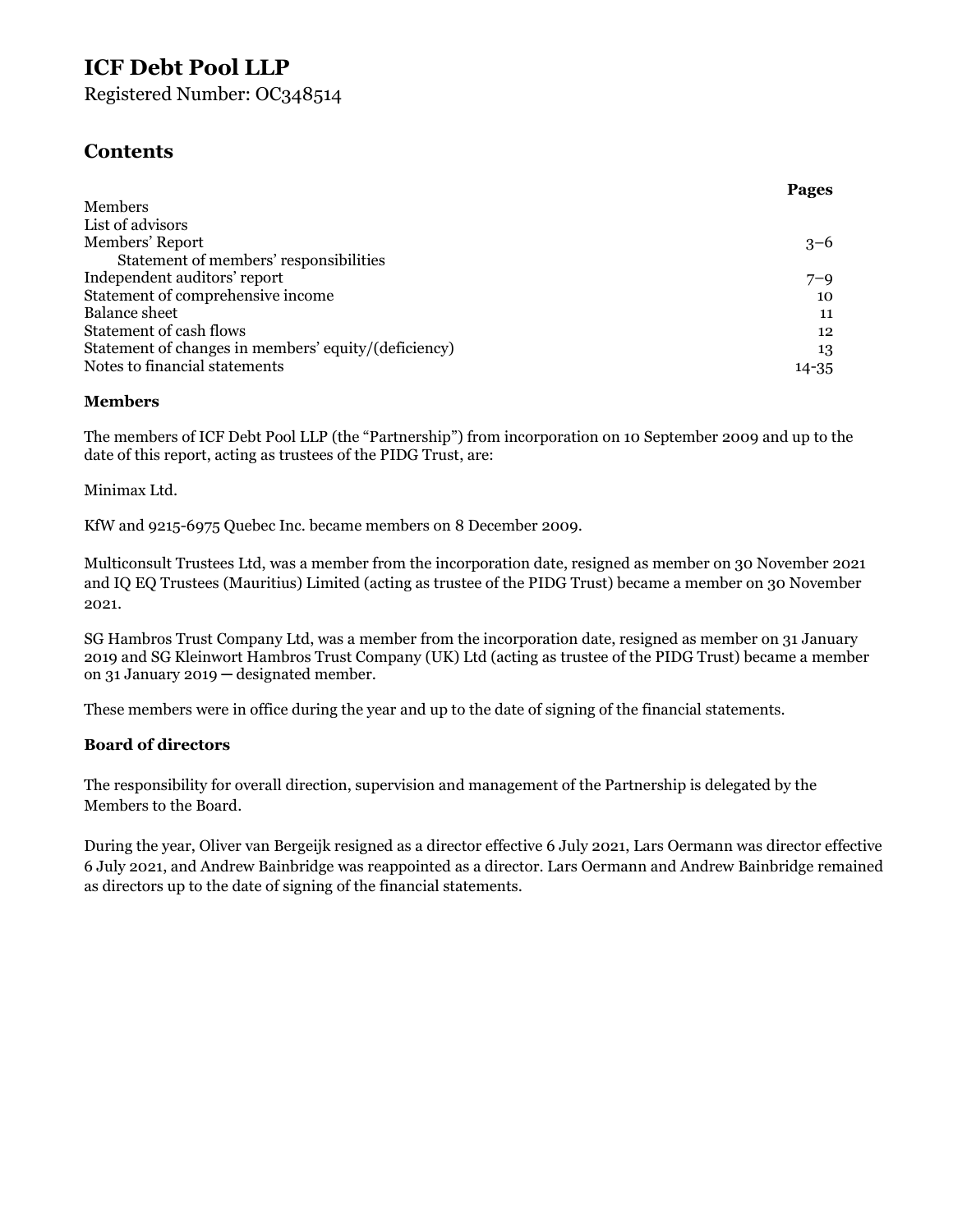# ICF Debt Pool LLP

Registered Number: OC348514

## Contents

| | Pages |
|---|---|
| Members | |
| List of advisors | |
| Members' Report | 3–6 |
| Statement of members' responsibilities | |
| Independent auditors' report | 7–9 |
| Statement of comprehensive income | 10 |
| Balance sheet | 11 |
| Statement of cash flows | 12 |
| Statement of changes in members' equity/(deficiency) | 13 |
| Notes to financial statements | 14-35 |

### Members

The members of ICF Debt Pool LLP (the "Partnership") from incorporation on 10 September 2009 and up to the date of this report, acting as trustees of the PIDG Trust, are:

Minimax Ltd.

KfW and 9215-6975 Quebec Inc. became members on 8 December 2009.

Multiconsult Trustees Ltd, was a member from the incorporation date, resigned as member on 30 November 2021 and IQ EQ Trustees (Mauritius) Limited (acting as trustee of the PIDG Trust) became a member on 30 November 2021.

SG Hambros Trust Company Ltd, was a member from the incorporation date, resigned as member on 31 January 2019 and SG Kleinwort Hambros Trust Company (UK) Ltd (acting as trustee of the PIDG Trust) became a member on 31 January 2019 — designated member.

These members were in office during the year and up to the date of signing of the financial statements.

### Board of directors

The responsibility for overall direction, supervision and management of the Partnership is delegated by the Members to the Board.

During the year, Oliver van Bergeijk resigned as a director effective 6 July 2021, Lars Oermann was director effective 6 July 2021, and Andrew Bainbridge was reappointed as a director. Lars Oermann and Andrew Bainbridge remained as directors up to the date of signing of the financial statements.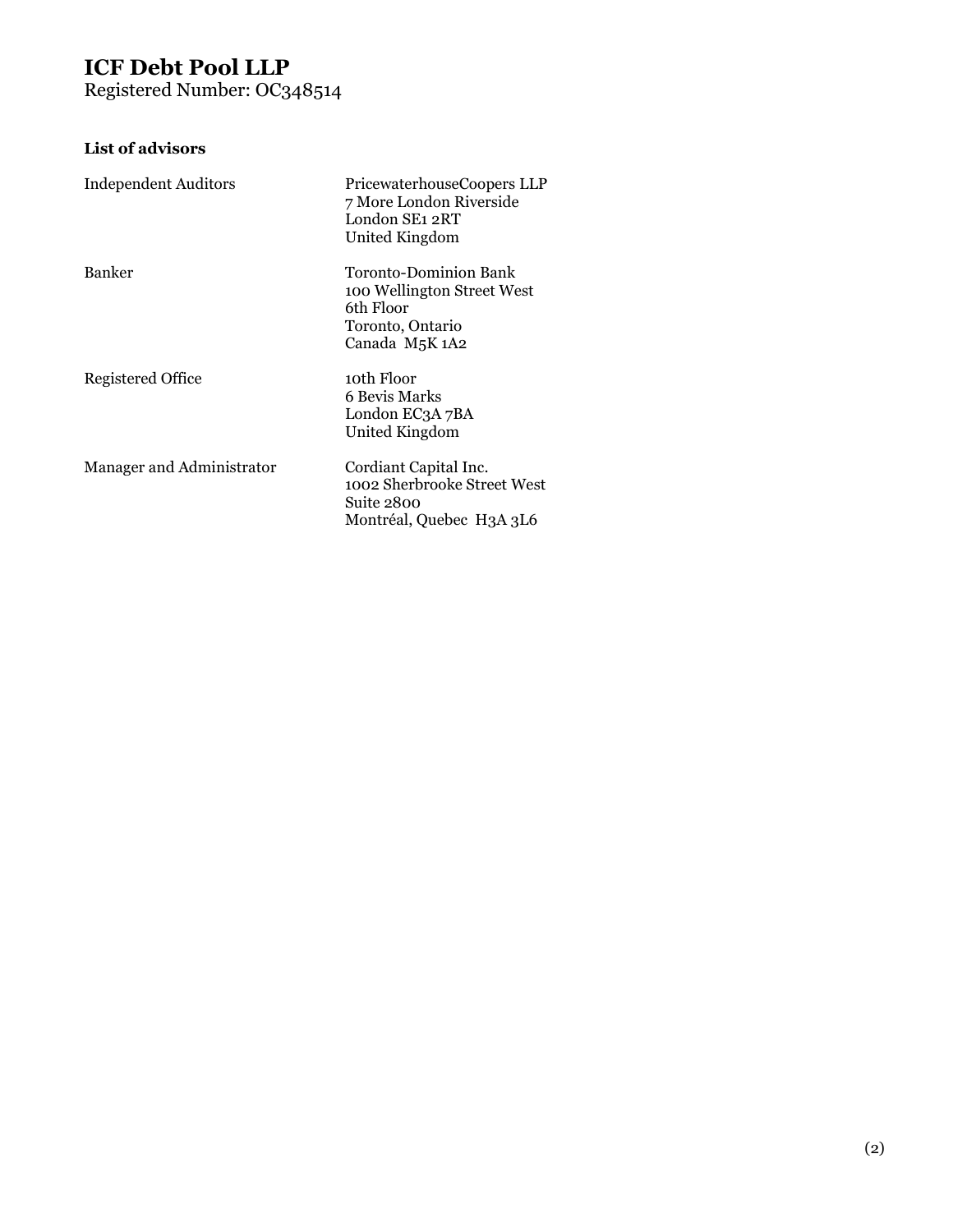# ICF Debt Pool LLP

Registered Number: OC348514

**List of advisors**

| | |
|---|---|
| Independent Auditors | PricewaterhouseCoopers LLP<br>7 More London Riverside<br>London SE1 2RT<br>United Kingdom |
| Banker | Toronto-Dominion Bank<br>100 Wellington Street West<br>6th Floor<br>Toronto, Ontario<br>Canada M5K 1A2 |
| Registered Office | 10th Floor<br>6 Bevis Marks<br>London EC3A 7BA<br>United Kingdom |
| Manager and Administrator | Cordiant Capital Inc.<br>1002 Sherbrooke Street West<br>Suite 2800<br>Montréal, Quebec H3A 3L6 |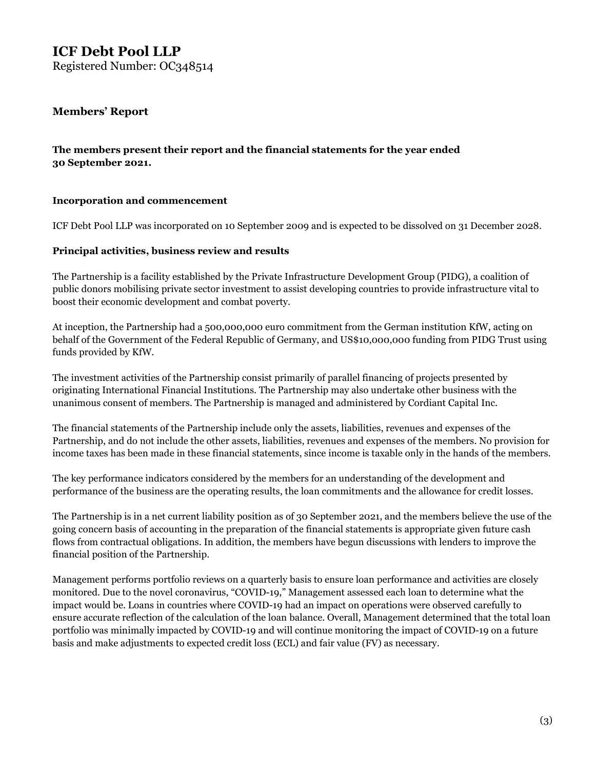# ICF Debt Pool LLP

Registered Number: OC348514

## Members' Report

**The members present their report and the financial statements for the year ended 30 September 2021.**

### Incorporation and commencement

ICF Debt Pool LLP was incorporated on 10 September 2009 and is expected to be dissolved on 31 December 2028.

### Principal activities, business review and results

The Partnership is a facility established by the Private Infrastructure Development Group (PIDG), a coalition of public donors mobilising private sector investment to assist developing countries to provide infrastructure vital to boost their economic development and combat poverty.

At inception, the Partnership had a 500,000,000 euro commitment from the German institution KfW, acting on behalf of the Government of the Federal Republic of Germany, and US$10,000,000 funding from PIDG Trust using funds provided by KfW.

The investment activities of the Partnership consist primarily of parallel financing of projects presented by originating International Financial Institutions. The Partnership may also undertake other business with the unanimous consent of members. The Partnership is managed and administered by Cordiant Capital Inc.

The financial statements of the Partnership include only the assets, liabilities, revenues and expenses of the Partnership, and do not include the other assets, liabilities, revenues and expenses of the members. No provision for income taxes has been made in these financial statements, since income is taxable only in the hands of the members.

The key performance indicators considered by the members for an understanding of the development and performance of the business are the operating results, the loan commitments and the allowance for credit losses.

The Partnership is in a net current liability position as of 30 September 2021, and the members believe the use of the going concern basis of accounting in the preparation of the financial statements is appropriate given future cash flows from contractual obligations. In addition, the members have begun discussions with lenders to improve the financial position of the Partnership.

Management performs portfolio reviews on a quarterly basis to ensure loan performance and activities are closely monitored. Due to the novel coronavirus, "COVID-19," Management assessed each loan to determine what the impact would be. Loans in countries where COVID-19 had an impact on operations were observed carefully to ensure accurate reflection of the calculation of the loan balance. Overall, Management determined that the total loan portfolio was minimally impacted by COVID-19 and will continue monitoring the impact of COVID-19 on a future basis and make adjustments to expected credit loss (ECL) and fair value (FV) as necessary.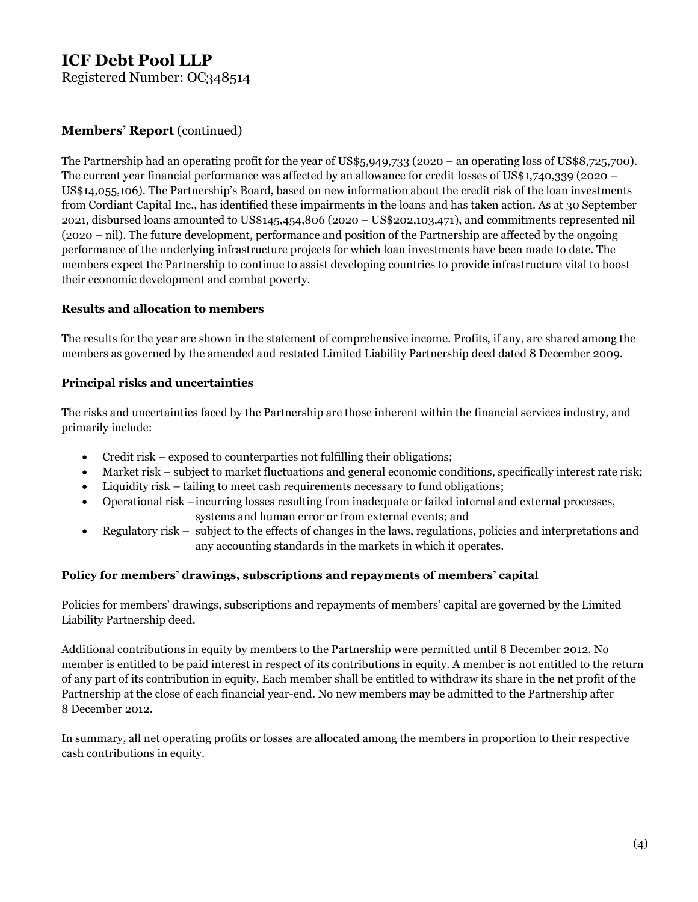# ICF Debt Pool LLP

Registered Number: OC348514

## Members' Report (continued)

The Partnership had an operating profit for the year of US$5,949,733 (2020 – an operating loss of US$8,725,700). The current year financial performance was affected by an allowance for credit losses of US$1,740,339 (2020 – US$14,055,106). The Partnership's Board, based on new information about the credit risk of the loan investments from Cordiant Capital Inc., has identified these impairments in the loans and has taken action. As at 30 September 2021, disbursed loans amounted to US$145,454,806 (2020 – US$202,103,471), and commitments represented nil (2020 – nil). The future development, performance and position of the Partnership are affected by the ongoing performance of the underlying infrastructure projects for which loan investments have been made to date. The members expect the Partnership to continue to assist developing countries to provide infrastructure vital to boost their economic development and combat poverty.

### Results and allocation to members

The results for the year are shown in the statement of comprehensive income. Profits, if any, are shared among the members as governed by the amended and restated Limited Liability Partnership deed dated 8 December 2009.

### Principal risks and uncertainties

The risks and uncertainties faced by the Partnership are those inherent within the financial services industry, and primarily include:

- Credit risk – exposed to counterparties not fulfilling their obligations;
- Market risk – subject to market fluctuations and general economic conditions, specifically interest rate risk;
- Liquidity risk – failing to meet cash requirements necessary to fund obligations;
- Operational risk – incurring losses resulting from inadequate or failed internal and external processes, systems and human error or from external events; and
- Regulatory risk – subject to the effects of changes in the laws, regulations, policies and interpretations and any accounting standards in the markets in which it operates.

### Policy for members' drawings, subscriptions and repayments of members' capital

Policies for members' drawings, subscriptions and repayments of members' capital are governed by the Limited Liability Partnership deed.

Additional contributions in equity by members to the Partnership were permitted until 8 December 2012. No member is entitled to be paid interest in respect of its contributions in equity. A member is not entitled to the return of any part of its contribution in equity. Each member shall be entitled to withdraw its share in the net profit of the Partnership at the close of each financial year-end. No new members may be admitted to the Partnership after 8 December 2012.

In summary, all net operating profits or losses are allocated among the members in proportion to their respective cash contributions in equity.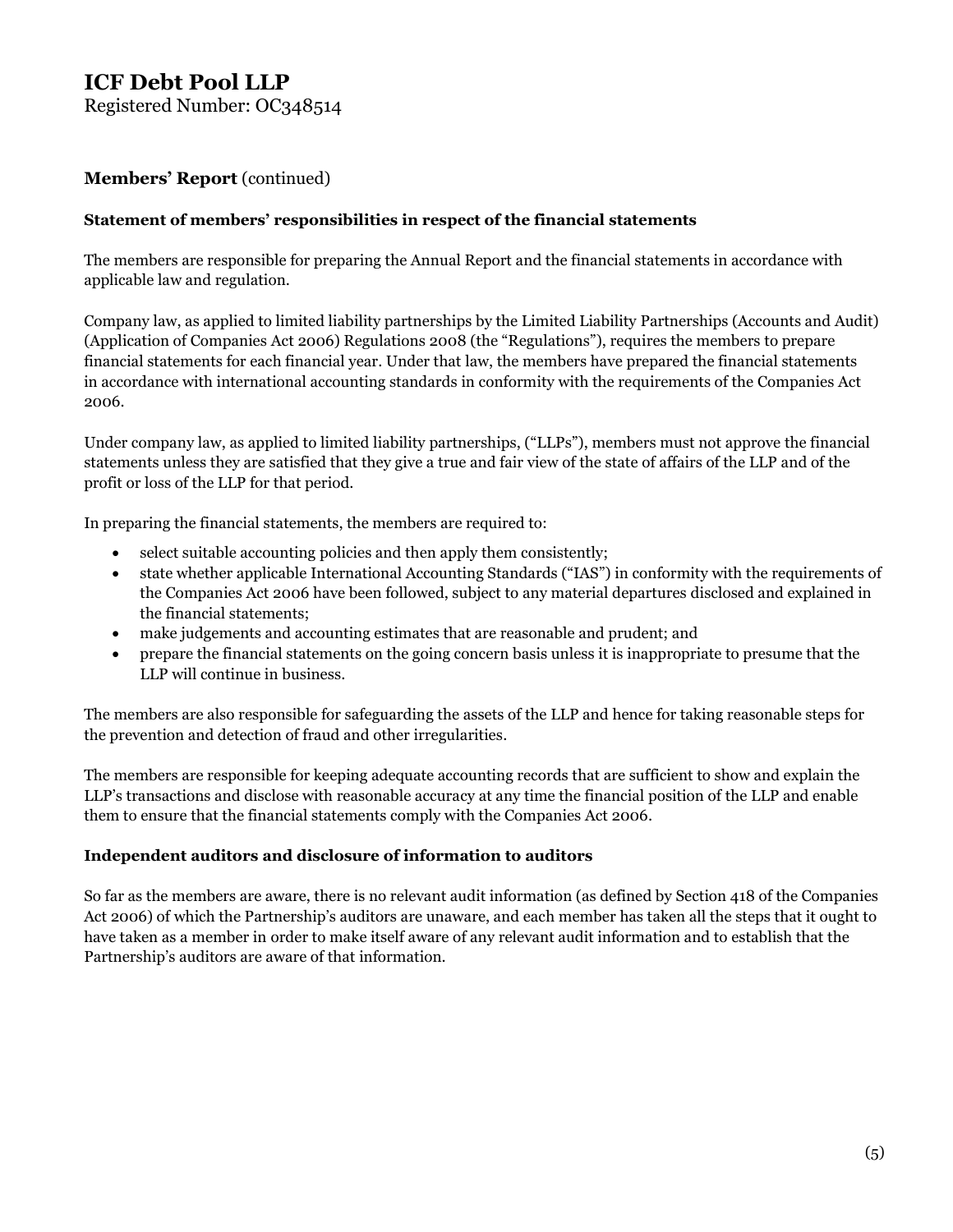# ICF Debt Pool LLP

Registered Number: OC348514

## Members' Report (continued)

### Statement of members' responsibilities in respect of the financial statements

The members are responsible for preparing the Annual Report and the financial statements in accordance with applicable law and regulation.

Company law, as applied to limited liability partnerships by the Limited Liability Partnerships (Accounts and Audit) (Application of Companies Act 2006) Regulations 2008 (the "Regulations"), requires the members to prepare financial statements for each financial year. Under that law, the members have prepared the financial statements in accordance with international accounting standards in conformity with the requirements of the Companies Act 2006.

Under company law, as applied to limited liability partnerships, ("LLPs"), members must not approve the financial statements unless they are satisfied that they give a true and fair view of the state of affairs of the LLP and of the profit or loss of the LLP for that period.

In preparing the financial statements, the members are required to:

- select suitable accounting policies and then apply them consistently;
- state whether applicable International Accounting Standards ("IAS") in conformity with the requirements of the Companies Act 2006 have been followed, subject to any material departures disclosed and explained in the financial statements;
- make judgements and accounting estimates that are reasonable and prudent; and
- prepare the financial statements on the going concern basis unless it is inappropriate to presume that the LLP will continue in business.

The members are also responsible for safeguarding the assets of the LLP and hence for taking reasonable steps for the prevention and detection of fraud and other irregularities.

The members are responsible for keeping adequate accounting records that are sufficient to show and explain the LLP's transactions and disclose with reasonable accuracy at any time the financial position of the LLP and enable them to ensure that the financial statements comply with the Companies Act 2006.

### Independent auditors and disclosure of information to auditors

So far as the members are aware, there is no relevant audit information (as defined by Section 418 of the Companies Act 2006) of which the Partnership's auditors are unaware, and each member has taken all the steps that it ought to have taken as a member in order to make itself aware of any relevant audit information and to establish that the Partnership's auditors are aware of that information.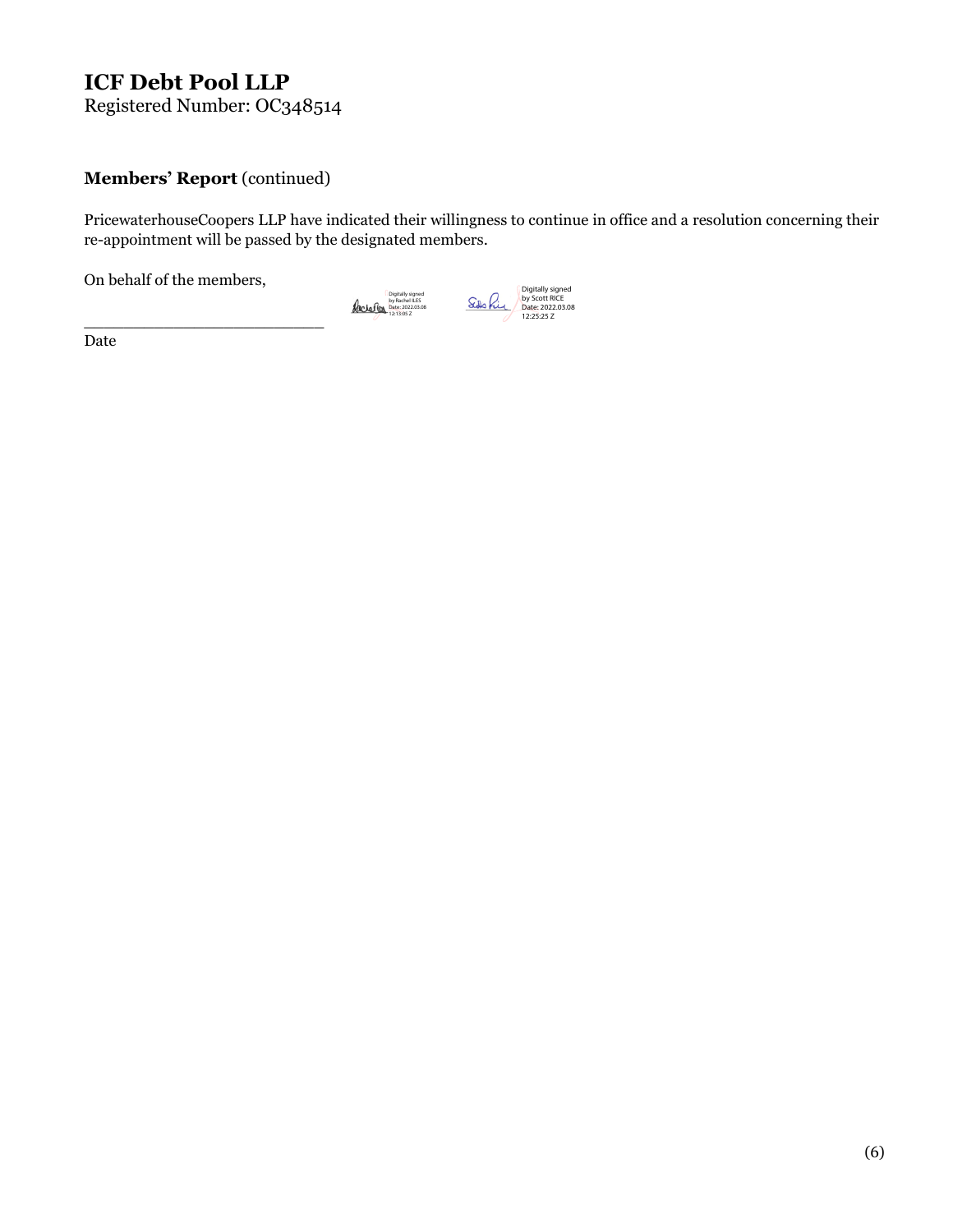# ICF Debt Pool LLP

Registered Number: OC348514

**Members' Report** (continued)

PricewaterhouseCoopers LLP have indicated their willingness to continue in office and a resolution concerning their re-appointment will be passed by the designated members.

On behalf of the members,

Digitally signed by Rachel ILES Date: 2022.03.08 12:13:05 Z

Digitally signed by Scott RICE Date: 2022.03.08 12:25:25 Z

\_\_\_\_\_\_\_\_\_\_\_\_\_\_\_\_\_\_\_\_\_\_\_\_

Date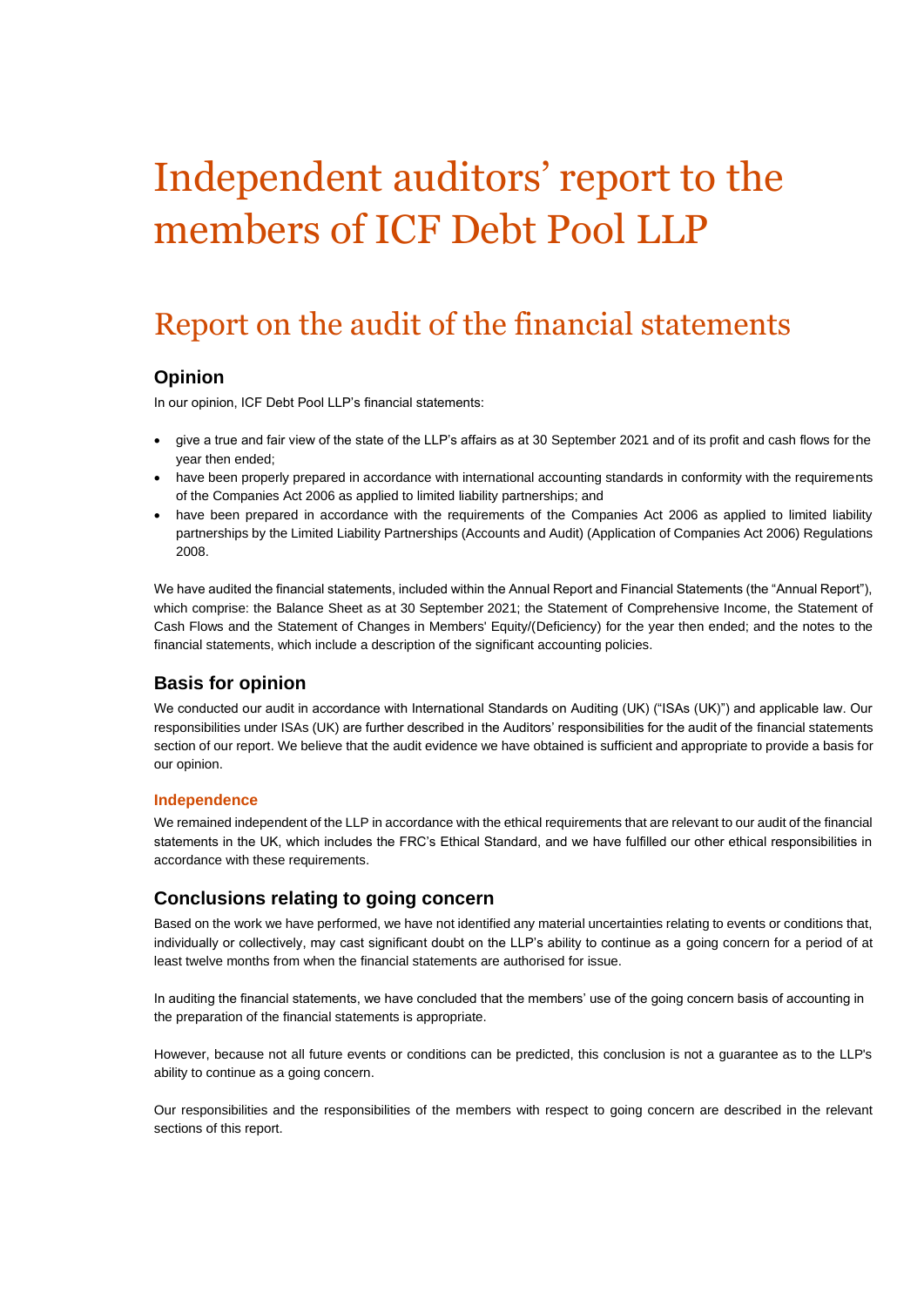# Independent auditors' report to the members of ICF Debt Pool LLP

## Report on the audit of the financial statements

### Opinion

In our opinion, ICF Debt Pool LLP's financial statements:

- give a true and fair view of the state of the LLP's affairs as at 30 September 2021 and of its profit and cash flows for the year then ended;
- have been properly prepared in accordance with international accounting standards in conformity with the requirements of the Companies Act 2006 as applied to limited liability partnerships; and
- have been prepared in accordance with the requirements of the Companies Act 2006 as applied to limited liability partnerships by the Limited Liability Partnerships (Accounts and Audit) (Application of Companies Act 2006) Regulations 2008.

We have audited the financial statements, included within the Annual Report and Financial Statements (the "Annual Report"), which comprise: the Balance Sheet as at 30 September 2021; the Statement of Comprehensive Income, the Statement of Cash Flows and the Statement of Changes in Members' Equity/(Deficiency) for the year then ended; and the notes to the financial statements, which include a description of the significant accounting policies.

### Basis for opinion

We conducted our audit in accordance with International Standards on Auditing (UK) ("ISAs (UK)") and applicable law. Our responsibilities under ISAs (UK) are further described in the Auditors' responsibilities for the audit of the financial statements section of our report. We believe that the audit evidence we have obtained is sufficient and appropriate to provide a basis for our opinion.

#### Independence

We remained independent of the LLP in accordance with the ethical requirements that are relevant to our audit of the financial statements in the UK, which includes the FRC's Ethical Standard, and we have fulfilled our other ethical responsibilities in accordance with these requirements.

### Conclusions relating to going concern

Based on the work we have performed, we have not identified any material uncertainties relating to events or conditions that, individually or collectively, may cast significant doubt on the LLP's ability to continue as a going concern for a period of at least twelve months from when the financial statements are authorised for issue.

In auditing the financial statements, we have concluded that the members' use of the going concern basis of accounting in the preparation of the financial statements is appropriate.

However, because not all future events or conditions can be predicted, this conclusion is not a guarantee as to the LLP's ability to continue as a going concern.

Our responsibilities and the responsibilities of the members with respect to going concern are described in the relevant sections of this report.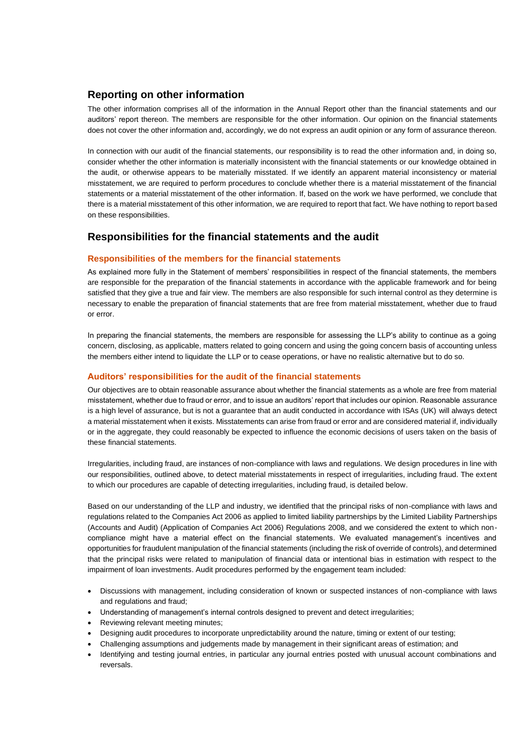## Reporting on other information

The other information comprises all of the information in the Annual Report other than the financial statements and our auditors' report thereon. The members are responsible for the other information. Our opinion on the financial statements does not cover the other information and, accordingly, we do not express an audit opinion or any form of assurance thereon.

In connection with our audit of the financial statements, our responsibility is to read the other information and, in doing so, consider whether the other information is materially inconsistent with the financial statements or our knowledge obtained in the audit, or otherwise appears to be materially misstated. If we identify an apparent material inconsistency or material misstatement, we are required to perform procedures to conclude whether there is a material misstatement of the financial statements or a material misstatement of the other information. If, based on the work we have performed, we conclude that there is a material misstatement of this other information, we are required to report that fact. We have nothing to report based on these responsibilities.

## Responsibilities for the financial statements and the audit

### Responsibilities of the members for the financial statements

As explained more fully in the Statement of members' responsibilities in respect of the financial statements, the members are responsible for the preparation of the financial statements in accordance with the applicable framework and for being satisfied that they give a true and fair view. The members are also responsible for such internal control as they determine is necessary to enable the preparation of financial statements that are free from material misstatement, whether due to fraud or error.

In preparing the financial statements, the members are responsible for assessing the LLP's ability to continue as a going concern, disclosing, as applicable, matters related to going concern and using the going concern basis of accounting unless the members either intend to liquidate the LLP or to cease operations, or have no realistic alternative but to do so.

### Auditors' responsibilities for the audit of the financial statements

Our objectives are to obtain reasonable assurance about whether the financial statements as a whole are free from material misstatement, whether due to fraud or error, and to issue an auditors' report that includes our opinion. Reasonable assurance is a high level of assurance, but is not a guarantee that an audit conducted in accordance with ISAs (UK) will always detect a material misstatement when it exists. Misstatements can arise from fraud or error and are considered material if, individually or in the aggregate, they could reasonably be expected to influence the economic decisions of users taken on the basis of these financial statements.

Irregularities, including fraud, are instances of non-compliance with laws and regulations. We design procedures in line with our responsibilities, outlined above, to detect material misstatements in respect of irregularities, including fraud. The extent to which our procedures are capable of detecting irregularities, including fraud, is detailed below.

Based on our understanding of the LLP and industry, we identified that the principal risks of non-compliance with laws and regulations related to the Companies Act 2006 as applied to limited liability partnerships by the Limited Liability Partnerships (Accounts and Audit) (Application of Companies Act 2006) Regulations 2008, and we considered the extent to which non-compliance might have a material effect on the financial statements. We evaluated management's incentives and opportunities for fraudulent manipulation of the financial statements (including the risk of override of controls), and determined that the principal risks were related to manipulation of financial data or intentional bias in estimation with respect to the impairment of loan investments. Audit procedures performed by the engagement team included:

- Discussions with management, including consideration of known or suspected instances of non-compliance with laws and regulations and fraud;
- Understanding of management's internal controls designed to prevent and detect irregularities;
- Reviewing relevant meeting minutes;
- Designing audit procedures to incorporate unpredictability around the nature, timing or extent of our testing;
- Challenging assumptions and judgements made by management in their significant areas of estimation; and
- Identifying and testing journal entries, in particular any journal entries posted with unusual account combinations and reversals.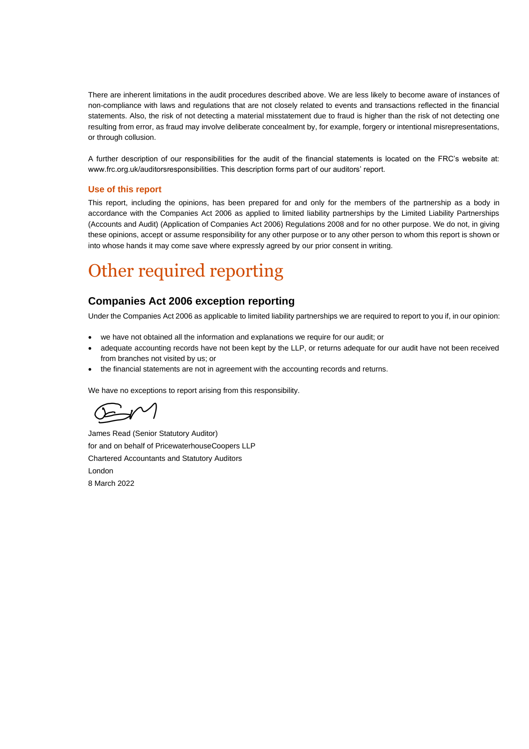There are inherent limitations in the audit procedures described above. We are less likely to become aware of instances of non-compliance with laws and regulations that are not closely related to events and transactions reflected in the financial statements. Also, the risk of not detecting a material misstatement due to fraud is higher than the risk of not detecting one resulting from error, as fraud may involve deliberate concealment by, for example, forgery or intentional misrepresentations, or through collusion.

A further description of our responsibilities for the audit of the financial statements is located on the FRC's website at: www.frc.org.uk/auditorsresponsibilities. This description forms part of our auditors' report.

### Use of this report

This report, including the opinions, has been prepared for and only for the members of the partnership as a body in accordance with the Companies Act 2006 as applied to limited liability partnerships by the Limited Liability Partnerships (Accounts and Audit) (Application of Companies Act 2006) Regulations 2008 and for no other purpose. We do not, in giving these opinions, accept or assume responsibility for any other purpose or to any other person to whom this report is shown or into whose hands it may come save where expressly agreed by our prior consent in writing.

# Other required reporting

## Companies Act 2006 exception reporting

Under the Companies Act 2006 as applicable to limited liability partnerships we are required to report to you if, in our opinion:

- we have not obtained all the information and explanations we require for our audit; or
- adequate accounting records have not been kept by the LLP, or returns adequate for our audit have not been received from branches not visited by us; or
- the financial statements are not in agreement with the accounting records and returns.

We have no exceptions to report arising from this responsibility.

James Read (Senior Statutory Auditor)
for and on behalf of PricewaterhouseCoopers LLP
Chartered Accountants and Statutory Auditors
London
8 March 2022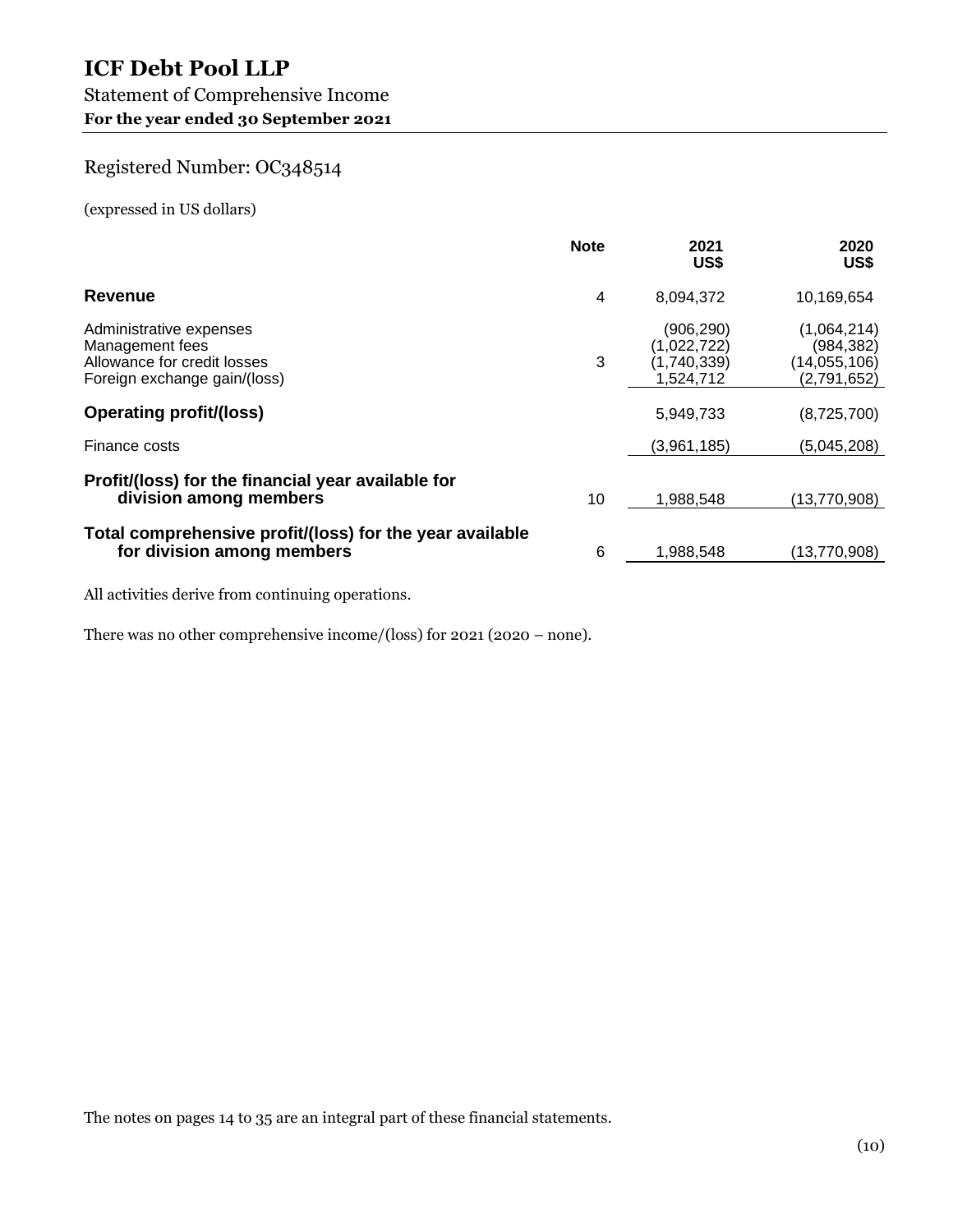# ICF Debt Pool LLP

## Statement of Comprehensive Income

**For the year ended 30 September 2021**

## Registered Number: OC348514

(expressed in US dollars)

| | Note | 2021 US$ | 2020 US$ |
|---|---|---|---|
| **Revenue** | 4 | 8,094,372 | 10,169,654 |
| Administrative expenses | | (906,290) | (1,064,214) |
| Management fees | | (1,022,722) | (984,382) |
| Allowance for credit losses | 3 | (1,740,339) | (14,055,106) |
| Foreign exchange gain/(loss) | | 1,524,712 | (2,791,652) |
| **Operating profit/(loss)** | | 5,949,733 | (8,725,700) |
| Finance costs | | (3,961,185) | (5,045,208) |
| **Profit/(loss) for the financial year available for division among members** | 10 | 1,988,548 | (13,770,908) |
| **Total comprehensive profit/(loss) for the year available for division among members** | 6 | 1,988,548 | (13,770,908) |

All activities derive from continuing operations.

There was no other comprehensive income/(loss) for 2021 (2020 – none).

The notes on pages 14 to 35 are an integral part of these financial statements.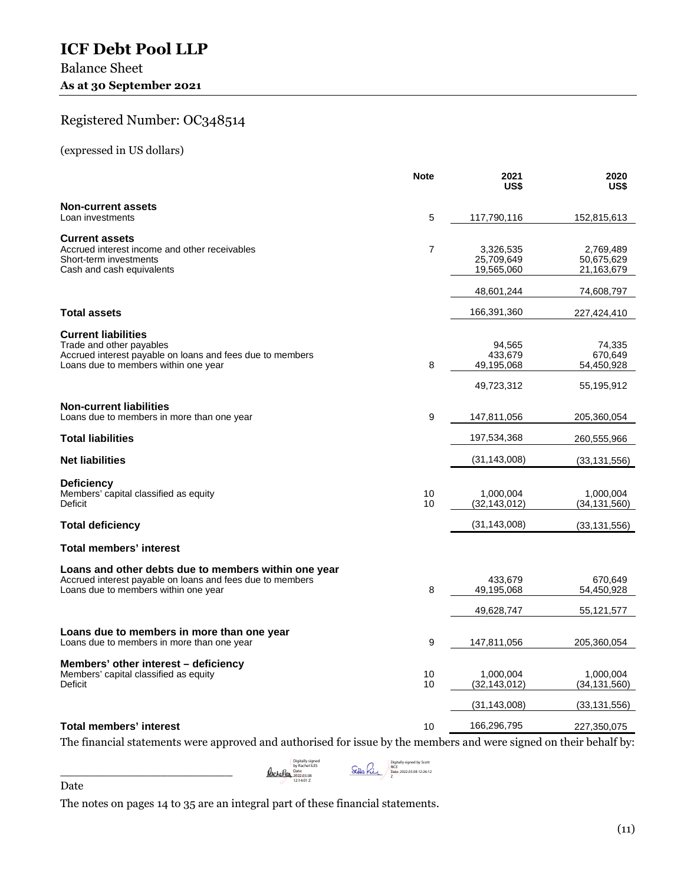# ICF Debt Pool LLP

## Balance Sheet

**As at 30 September 2021**

## Registered Number: OC348514

(expressed in US dollars)

| | Note | 2021 US$ | 2020 US$ |
|---|---|---|---|
| **Non-current assets** | | | |
| Loan investments | 5 | 117,790,116 | 152,815,613 |
| **Current assets** | | | |
| Accrued interest income and other receivables | 7 | 3,326,535 | 2,769,489 |
| Short-term investments | | 25,709,649 | 50,675,629 |
| Cash and cash equivalents | | 19,565,060 | 21,163,679 |
| | | 48,601,244 | 74,608,797 |
| **Total assets** | | 166,391,360 | 227,424,410 |
| **Current liabilities** | | | |
| Trade and other payables | | 94,565 | 74,335 |
| Accrued interest payable on loans and fees due to members | | 433,679 | 670,649 |
| Loans due to members within one year | 8 | 49,195,068 | 54,450,928 |
| | | 49,723,312 | 55,195,912 |
| **Non-current liabilities** | | | |
| Loans due to members in more than one year | 9 | 147,811,056 | 205,360,054 |
| **Total liabilities** | | 197,534,368 | 260,555,966 |
| **Net liabilities** | | (31,143,008) | (33,131,556) |
| **Deficiency** | | | |
| Members' capital classified as equity | 10 | 1,000,004 | 1,000,004 |
| Deficit | 10 | (32,143,012) | (34,131,560) |
| **Total deficiency** | | (31,143,008) | (33,131,556) |
| **Total members' interest** | | | |
| **Loans and other debts due to members within one year** | | | |
| Accrued interest payable on loans and fees due to members | | 433,679 | 670,649 |
| Loans due to members within one year | 8 | 49,195,068 | 54,450,928 |
| | | 49,628,747 | 55,121,577 |
| **Loans due to members in more than one year** | | | |
| Loans due to members in more than one year | 9 | 147,811,056 | 205,360,054 |
| **Members' other interest – deficiency** | | | |
| Members' capital classified as equity | 10 | 1,000,004 | 1,000,004 |
| Deficit | 10 | (32,143,012) | (34,131,560) |
| | | (31,143,008) | (33,131,556) |
| **Total members' interest** | 10 | 166,296,795 | 227,350,075 |

The financial statements were approved and authorised for issue by the members and were signed on their behalf by:

Digitally signed by Rachel ILES Date: 2022.03.08 12:14:01 Z

Digitally signed by Scott RICE Date: 2022.03.08 12:26:12 Z

\_\_\_\_\_\_\_\_\_\_\_\_\_\_\_\_\_\_\_\_\_\_\_\_\_\_

Date

The notes on pages 14 to 35 are an integral part of these financial statements.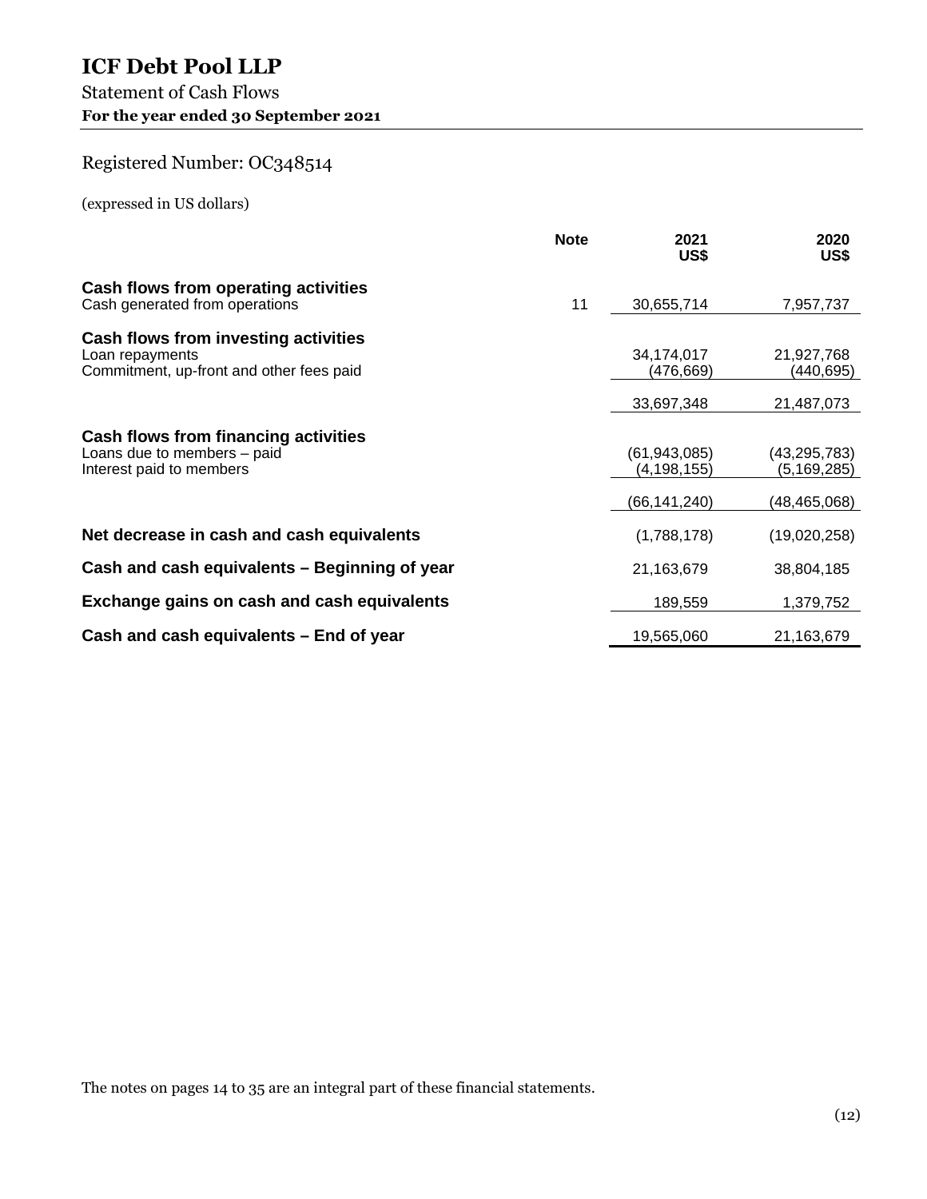# ICF Debt Pool LLP

## Statement of Cash Flows

**For the year ended 30 September 2021**

Registered Number: OC348514

(expressed in US dollars)

| | Note | 2021 US$ | 2020 US$ |
|---|---|---|---|
| **Cash flows from operating activities** | | | |
| Cash generated from operations | 11 | 30,655,714 | 7,957,737 |
| **Cash flows from investing activities** | | | |
| Loan repayments | | 34,174,017 | 21,927,768 |
| Commitment, up-front and other fees paid | | (476,669) | (440,695) |
| | | 33,697,348 | 21,487,073 |
| **Cash flows from financing activities** | | | |
| Loans due to members – paid | | (61,943,085) | (43,295,783) |
| Interest paid to members | | (4,198,155) | (5,169,285) |
| | | (66,141,240) | (48,465,068) |
| **Net decrease in cash and cash equivalents** | | (1,788,178) | (19,020,258) |
| **Cash and cash equivalents – Beginning of year** | | 21,163,679 | 38,804,185 |
| **Exchange gains on cash and cash equivalents** | | 189,559 | 1,379,752 |
| **Cash and cash equivalents – End of year** | | 19,565,060 | 21,163,679 |

The notes on pages 14 to 35 are an integral part of these financial statements.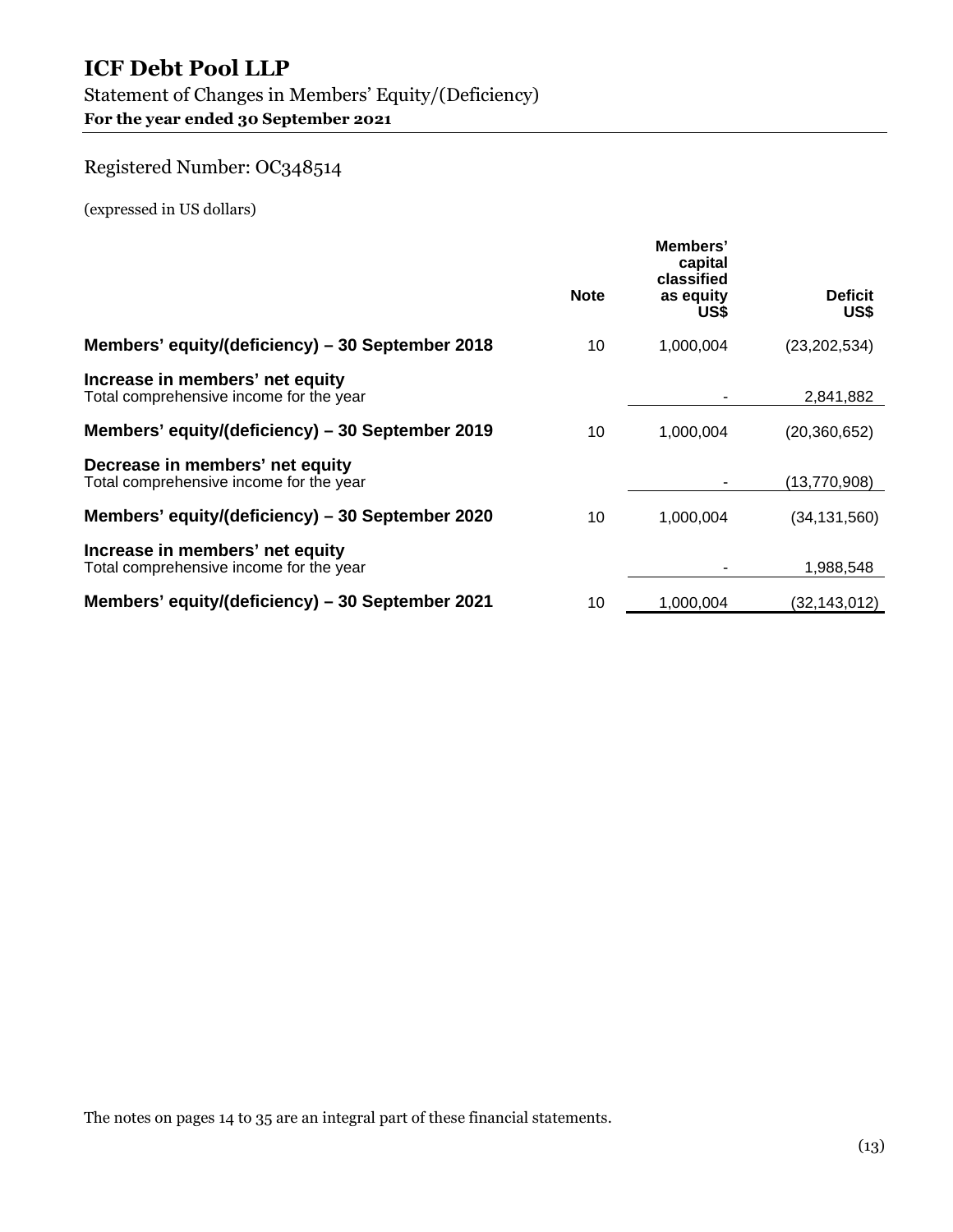# ICF Debt Pool LLP

Statement of Changes in Members' Equity/(Deficiency)

**For the year ended 30 September 2021**

Registered Number: OC348514

(expressed in US dollars)

| | Note | Members' capital classified as equity US$ | Deficit US$ |
|---|---|---|---|
| **Members' equity/(deficiency) – 30 September 2018** | 10 | 1,000,004 | (23,202,534) |
| **Increase in members' net equity** | | | |
| Total comprehensive income for the year | | - | 2,841,882 |
| **Members' equity/(deficiency) – 30 September 2019** | 10 | 1,000,004 | (20,360,652) |
| **Decrease in members' net equity** | | | |
| Total comprehensive income for the year | | - | (13,770,908) |
| **Members' equity/(deficiency) – 30 September 2020** | 10 | 1,000,004 | (34,131,560) |
| **Increase in members' net equity** | | | |
| Total comprehensive income for the year | | - | 1,988,548 |
| **Members' equity/(deficiency) – 30 September 2021** | 10 | 1,000,004 | (32,143,012) |

The notes on pages 14 to 35 are an integral part of these financial statements.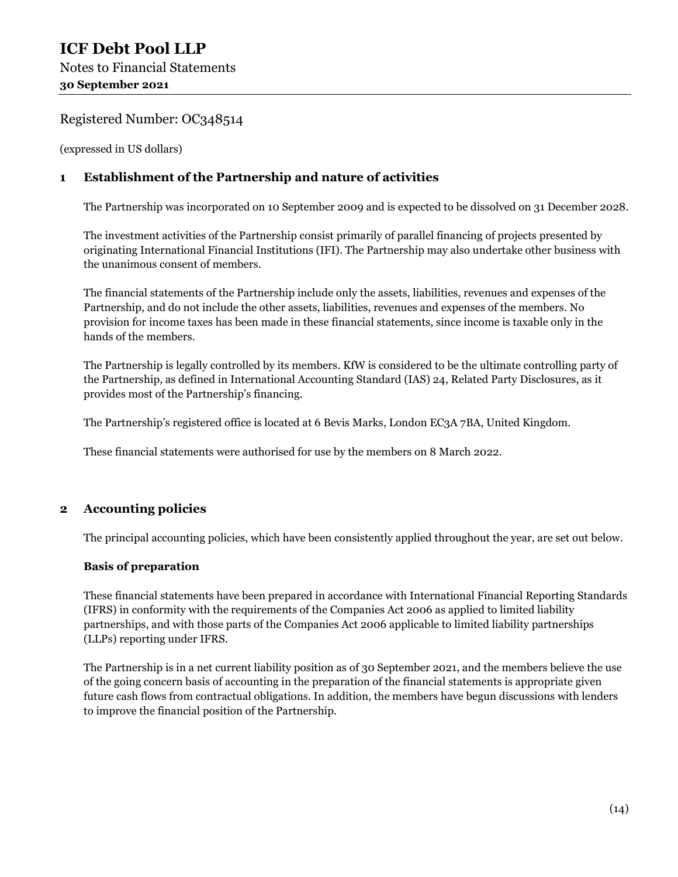# ICF Debt Pool LLP

Notes to Financial Statements
**30 September 2021**

Registered Number: OC348514

(expressed in US dollars)

## 1 Establishment of the Partnership and nature of activities

The Partnership was incorporated on 10 September 2009 and is expected to be dissolved on 31 December 2028.

The investment activities of the Partnership consist primarily of parallel financing of projects presented by originating International Financial Institutions (IFI). The Partnership may also undertake other business with the unanimous consent of members.

The financial statements of the Partnership include only the assets, liabilities, revenues and expenses of the Partnership, and do not include the other assets, liabilities, revenues and expenses of the members. No provision for income taxes has been made in these financial statements, since income is taxable only in the hands of the members.

The Partnership is legally controlled by its members. KfW is considered to be the ultimate controlling party of the Partnership, as defined in International Accounting Standard (IAS) 24, Related Party Disclosures, as it provides most of the Partnership's financing.

The Partnership's registered office is located at 6 Bevis Marks, London EC3A 7BA, United Kingdom.

These financial statements were authorised for use by the members on 8 March 2022.

## 2 Accounting policies

The principal accounting policies, which have been consistently applied throughout the year, are set out below.

### Basis of preparation

These financial statements have been prepared in accordance with International Financial Reporting Standards (IFRS) in conformity with the requirements of the Companies Act 2006 as applied to limited liability partnerships, and with those parts of the Companies Act 2006 applicable to limited liability partnerships (LLPs) reporting under IFRS.

The Partnership is in a net current liability position as of 30 September 2021, and the members believe the use of the going concern basis of accounting in the preparation of the financial statements is appropriate given future cash flows from contractual obligations. In addition, the members have begun discussions with lenders to improve the financial position of the Partnership.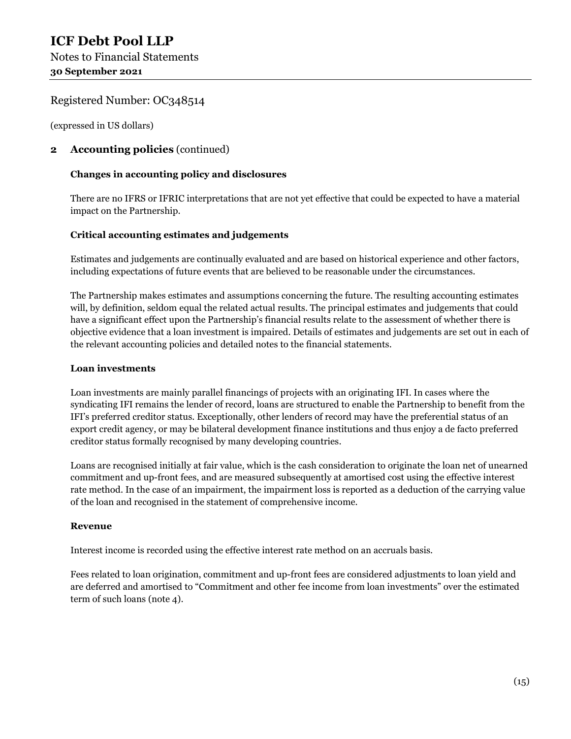(expressed in US dollars)

## 2 Accounting policies (continued)

### Changes in accounting policy and disclosures

There are no IFRS or IFRIC interpretations that are not yet effective that could be expected to have a material impact on the Partnership.

### Critical accounting estimates and judgements

Estimates and judgements are continually evaluated and are based on historical experience and other factors, including expectations of future events that are believed to be reasonable under the circumstances.

The Partnership makes estimates and assumptions concerning the future. The resulting accounting estimates will, by definition, seldom equal the related actual results. The principal estimates and judgements that could have a significant effect upon the Partnership's financial results relate to the assessment of whether there is objective evidence that a loan investment is impaired. Details of estimates and judgements are set out in each of the relevant accounting policies and detailed notes to the financial statements.

### Loan investments

Loan investments are mainly parallel financings of projects with an originating IFI. In cases where the syndicating IFI remains the lender of record, loans are structured to enable the Partnership to benefit from the IFI's preferred creditor status. Exceptionally, other lenders of record may have the preferential status of an export credit agency, or may be bilateral development finance institutions and thus enjoy a de facto preferred creditor status formally recognised by many developing countries.

Loans are recognised initially at fair value, which is the cash consideration to originate the loan net of unearned commitment and up-front fees, and are measured subsequently at amortised cost using the effective interest rate method. In the case of an impairment, the impairment loss is reported as a deduction of the carrying value of the loan and recognised in the statement of comprehensive income.

### Revenue

Interest income is recorded using the effective interest rate method on an accruals basis.

Fees related to loan origination, commitment and up-front fees are considered adjustments to loan yield and are deferred and amortised to "Commitment and other fee income from loan investments" over the estimated term of such loans (note 4).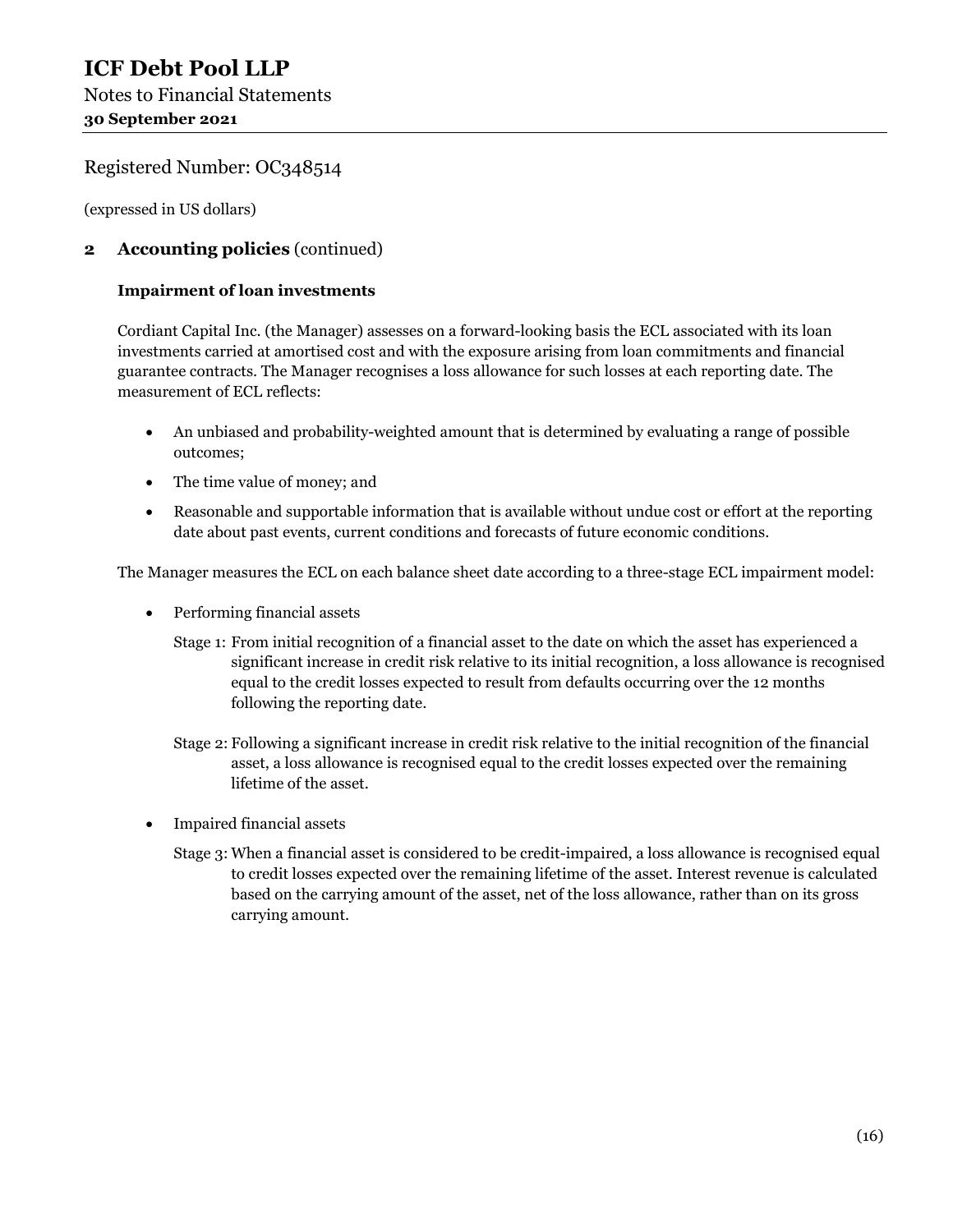Registered Number: OC348514

(expressed in US dollars)

## 2 Accounting policies (continued)

### Impairment of loan investments

Cordiant Capital Inc. (the Manager) assesses on a forward-looking basis the ECL associated with its loan investments carried at amortised cost and with the exposure arising from loan commitments and financial guarantee contracts. The Manager recognises a loss allowance for such losses at each reporting date. The measurement of ECL reflects:

- An unbiased and probability-weighted amount that is determined by evaluating a range of possible outcomes;
- The time value of money; and
- Reasonable and supportable information that is available without undue cost or effort at the reporting date about past events, current conditions and forecasts of future economic conditions.

The Manager measures the ECL on each balance sheet date according to a three-stage ECL impairment model:

- Performing financial assets

  Stage 1: From initial recognition of a financial asset to the date on which the asset has experienced a significant increase in credit risk relative to its initial recognition, a loss allowance is recognised equal to the credit losses expected to result from defaults occurring over the 12 months following the reporting date.

  Stage 2: Following a significant increase in credit risk relative to the initial recognition of the financial asset, a loss allowance is recognised equal to the credit losses expected over the remaining lifetime of the asset.

- Impaired financial assets

  Stage 3: When a financial asset is considered to be credit-impaired, a loss allowance is recognised equal to credit losses expected over the remaining lifetime of the asset. Interest revenue is calculated based on the carrying amount of the asset, net of the loss allowance, rather than on its gross carrying amount.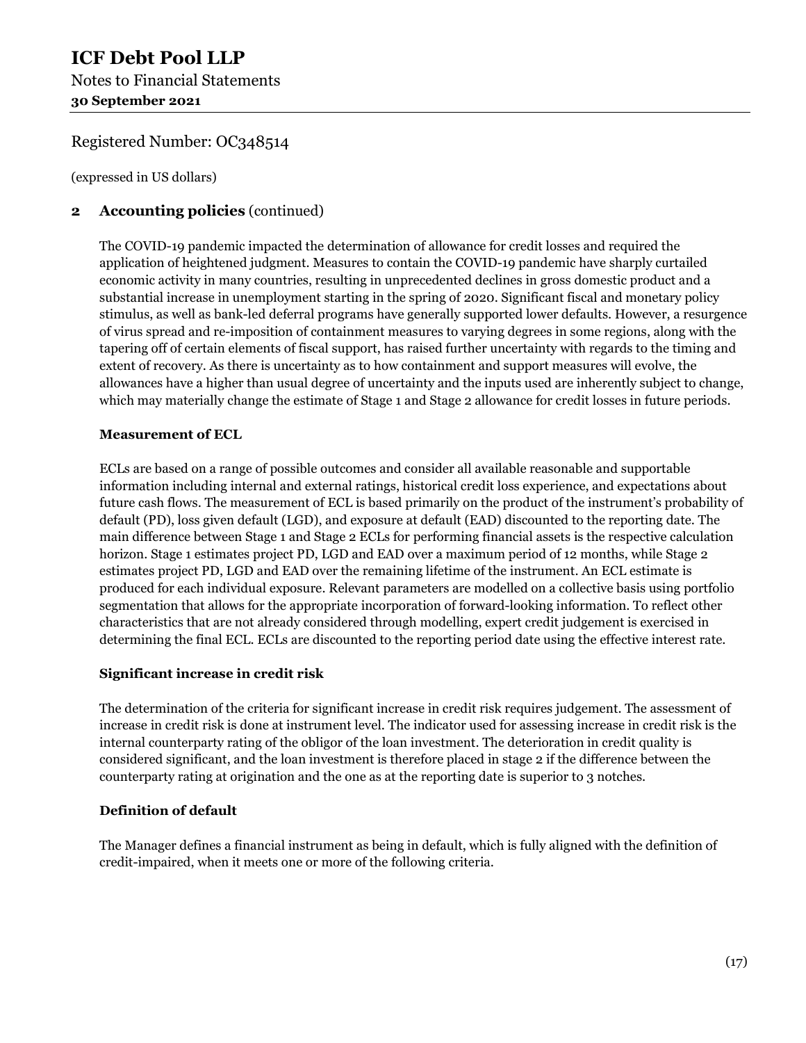# ICF Debt Pool LLP

Notes to Financial Statements
**30 September 2021**

Registered Number: OC348514

(expressed in US dollars)

## 2 Accounting policies (continued)

The COVID-19 pandemic impacted the determination of allowance for credit losses and required the application of heightened judgment. Measures to contain the COVID-19 pandemic have sharply curtailed economic activity in many countries, resulting in unprecedented declines in gross domestic product and a substantial increase in unemployment starting in the spring of 2020. Significant fiscal and monetary policy stimulus, as well as bank-led deferral programs have generally supported lower defaults. However, a resurgence of virus spread and re-imposition of containment measures to varying degrees in some regions, along with the tapering off of certain elements of fiscal support, has raised further uncertainty with regards to the timing and extent of recovery. As there is uncertainty as to how containment and support measures will evolve, the allowances have a higher than usual degree of uncertainty and the inputs used are inherently subject to change, which may materially change the estimate of Stage 1 and Stage 2 allowance for credit losses in future periods.

**Measurement of ECL**

ECLs are based on a range of possible outcomes and consider all available reasonable and supportable information including internal and external ratings, historical credit loss experience, and expectations about future cash flows. The measurement of ECL is based primarily on the product of the instrument's probability of default (PD), loss given default (LGD), and exposure at default (EAD) discounted to the reporting date. The main difference between Stage 1 and Stage 2 ECLs for performing financial assets is the respective calculation horizon. Stage 1 estimates project PD, LGD and EAD over a maximum period of 12 months, while Stage 2 estimates project PD, LGD and EAD over the remaining lifetime of the instrument. An ECL estimate is produced for each individual exposure. Relevant parameters are modelled on a collective basis using portfolio segmentation that allows for the appropriate incorporation of forward-looking information. To reflect other characteristics that are not already considered through modelling, expert credit judgement is exercised in determining the final ECL. ECLs are discounted to the reporting period date using the effective interest rate.

**Significant increase in credit risk**

The determination of the criteria for significant increase in credit risk requires judgement. The assessment of increase in credit risk is done at instrument level. The indicator used for assessing increase in credit risk is the internal counterparty rating of the obligor of the loan investment. The deterioration in credit quality is considered significant, and the loan investment is therefore placed in stage 2 if the difference between the counterparty rating at origination and the one as at the reporting date is superior to 3 notches.

**Definition of default**

The Manager defines a financial instrument as being in default, which is fully aligned with the definition of credit-impaired, when it meets one or more of the following criteria.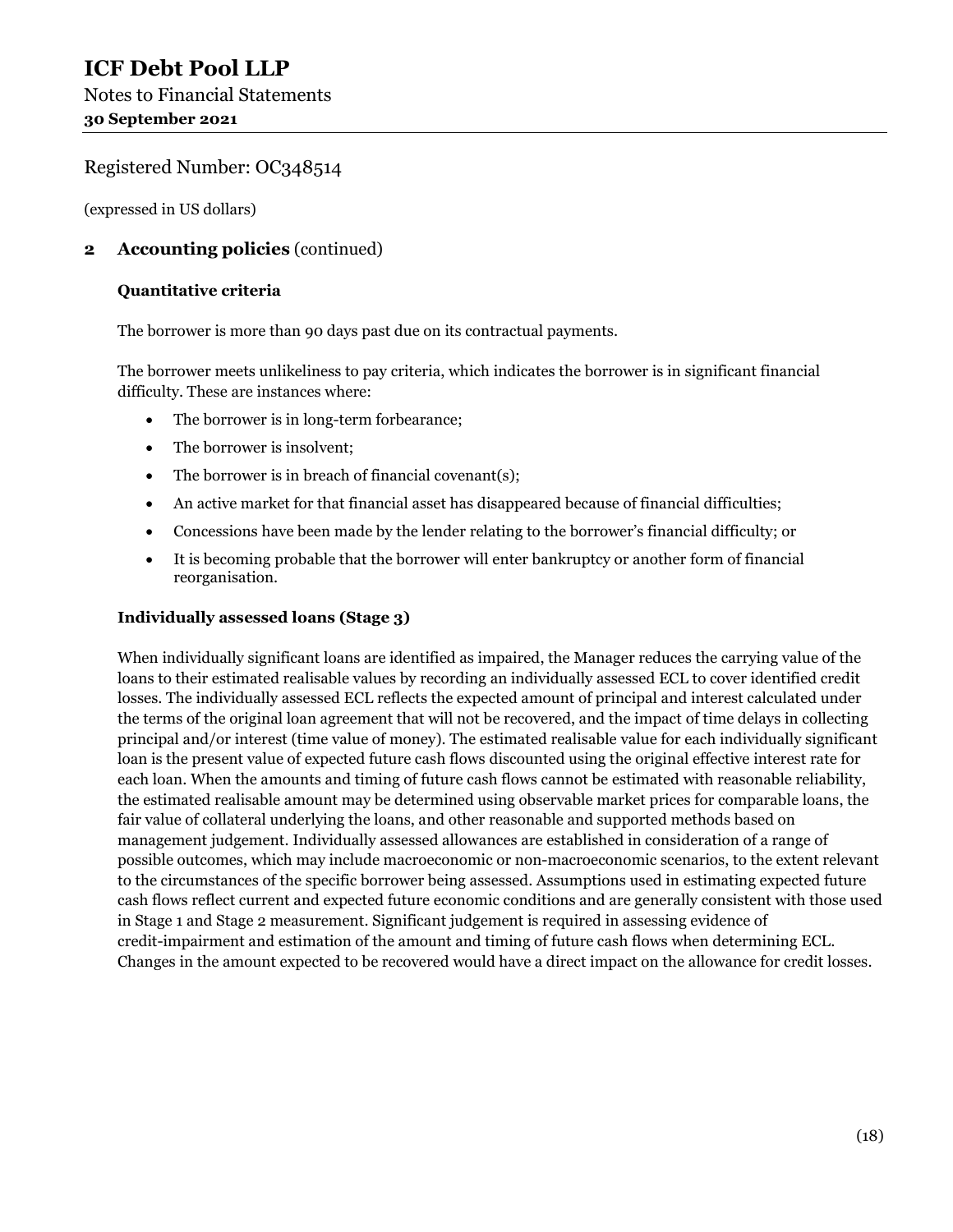Registered Number: OC348514

(expressed in US dollars)

## 2 Accounting policies (continued)

### Quantitative criteria

The borrower is more than 90 days past due on its contractual payments.

The borrower meets unlikeliness to pay criteria, which indicates the borrower is in significant financial difficulty. These are instances where:

- The borrower is in long-term forbearance;
- The borrower is insolvent;
- The borrower is in breach of financial covenant(s);
- An active market for that financial asset has disappeared because of financial difficulties;
- Concessions have been made by the lender relating to the borrower's financial difficulty; or
- It is becoming probable that the borrower will enter bankruptcy or another form of financial reorganisation.

### Individually assessed loans (Stage 3)

When individually significant loans are identified as impaired, the Manager reduces the carrying value of the loans to their estimated realisable values by recording an individually assessed ECL to cover identified credit losses. The individually assessed ECL reflects the expected amount of principal and interest calculated under the terms of the original loan agreement that will not be recovered, and the impact of time delays in collecting principal and/or interest (time value of money). The estimated realisable value for each individually significant loan is the present value of expected future cash flows discounted using the original effective interest rate for each loan. When the amounts and timing of future cash flows cannot be estimated with reasonable reliability, the estimated realisable amount may be determined using observable market prices for comparable loans, the fair value of collateral underlying the loans, and other reasonable and supported methods based on management judgement. Individually assessed allowances are established in consideration of a range of possible outcomes, which may include macroeconomic or non-macroeconomic scenarios, to the extent relevant to the circumstances of the specific borrower being assessed. Assumptions used in estimating expected future cash flows reflect current and expected future economic conditions and are generally consistent with those used in Stage 1 and Stage 2 measurement. Significant judgement is required in assessing evidence of credit-impairment and estimation of the amount and timing of future cash flows when determining ECL. Changes in the amount expected to be recovered would have a direct impact on the allowance for credit losses.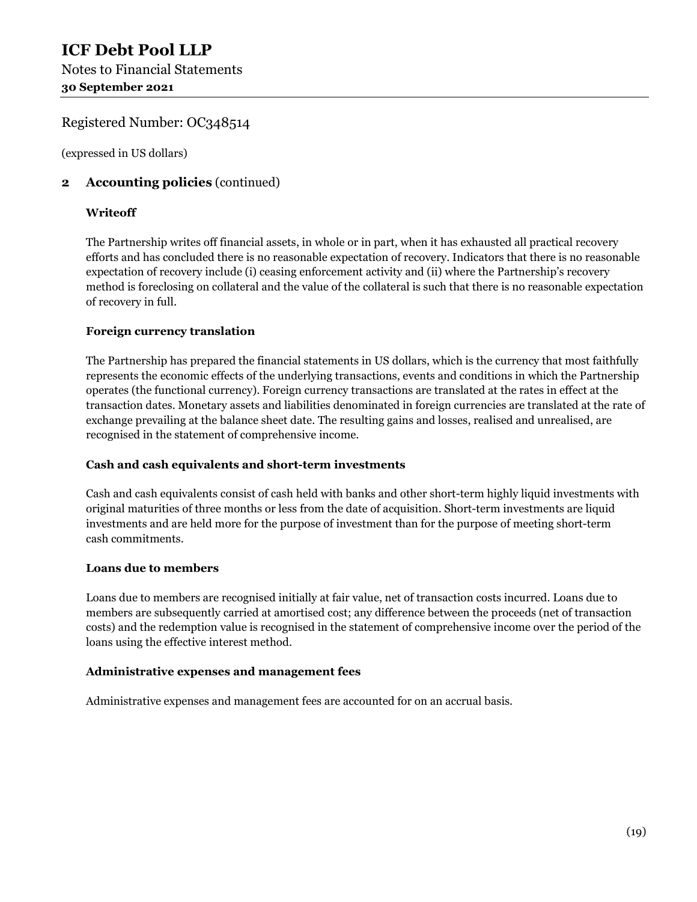Registered Number: OC348514

(expressed in US dollars)

## 2 Accounting policies (continued)

### Writeoff

The Partnership writes off financial assets, in whole or in part, when it has exhausted all practical recovery efforts and has concluded there is no reasonable expectation of recovery. Indicators that there is no reasonable expectation of recovery include (i) ceasing enforcement activity and (ii) where the Partnership's recovery method is foreclosing on collateral and the value of the collateral is such that there is no reasonable expectation of recovery in full.

### Foreign currency translation

The Partnership has prepared the financial statements in US dollars, which is the currency that most faithfully represents the economic effects of the underlying transactions, events and conditions in which the Partnership operates (the functional currency). Foreign currency transactions are translated at the rates in effect at the transaction dates. Monetary assets and liabilities denominated in foreign currencies are translated at the rate of exchange prevailing at the balance sheet date. The resulting gains and losses, realised and unrealised, are recognised in the statement of comprehensive income.

### Cash and cash equivalents and short-term investments

Cash and cash equivalents consist of cash held with banks and other short-term highly liquid investments with original maturities of three months or less from the date of acquisition. Short-term investments are liquid investments and are held more for the purpose of investment than for the purpose of meeting short-term cash commitments.

### Loans due to members

Loans due to members are recognised initially at fair value, net of transaction costs incurred. Loans due to members are subsequently carried at amortised cost; any difference between the proceeds (net of transaction costs) and the redemption value is recognised in the statement of comprehensive income over the period of the loans using the effective interest method.

### Administrative expenses and management fees

Administrative expenses and management fees are accounted for on an accrual basis.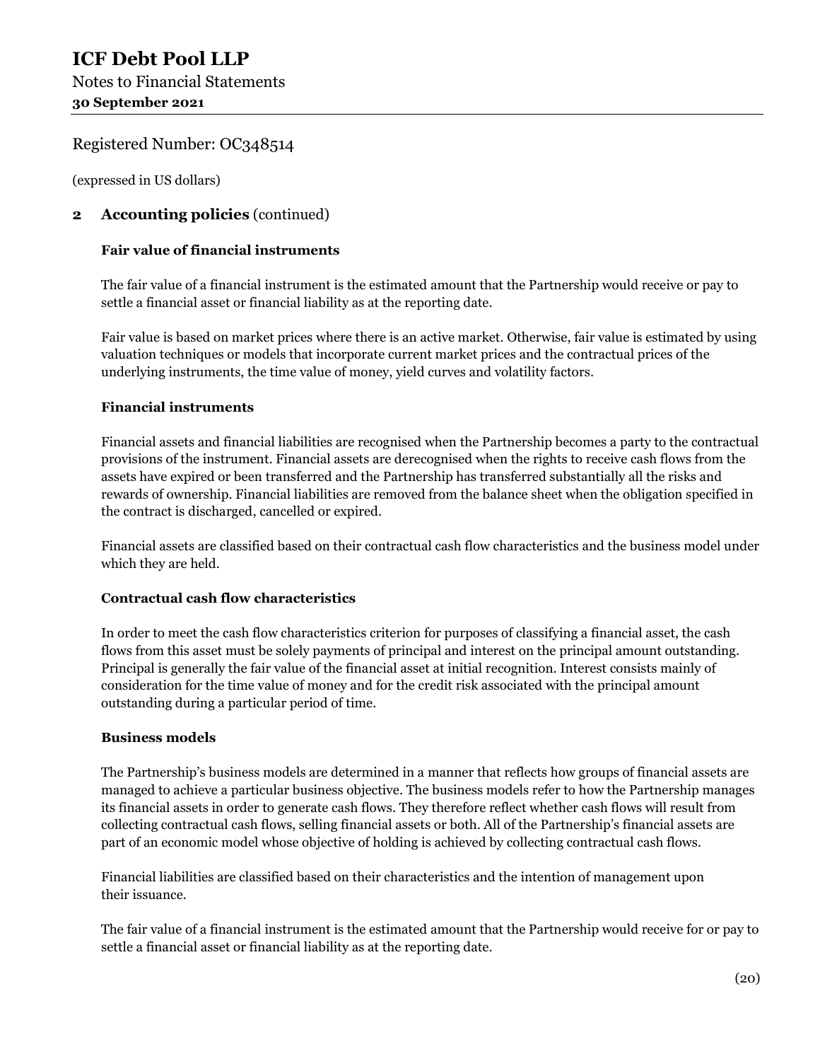## 2 Accounting policies (continued)

### Fair value of financial instruments

The fair value of a financial instrument is the estimated amount that the Partnership would receive or pay to settle a financial asset or financial liability as at the reporting date.

Fair value is based on market prices where there is an active market. Otherwise, fair value is estimated by using valuation techniques or models that incorporate current market prices and the contractual prices of the underlying instruments, the time value of money, yield curves and volatility factors.

### Financial instruments

Financial assets and financial liabilities are recognised when the Partnership becomes a party to the contractual provisions of the instrument. Financial assets are derecognised when the rights to receive cash flows from the assets have expired or been transferred and the Partnership has transferred substantially all the risks and rewards of ownership. Financial liabilities are removed from the balance sheet when the obligation specified in the contract is discharged, cancelled or expired.

Financial assets are classified based on their contractual cash flow characteristics and the business model under which they are held.

### Contractual cash flow characteristics

In order to meet the cash flow characteristics criterion for purposes of classifying a financial asset, the cash flows from this asset must be solely payments of principal and interest on the principal amount outstanding. Principal is generally the fair value of the financial asset at initial recognition. Interest consists mainly of consideration for the time value of money and for the credit risk associated with the principal amount outstanding during a particular period of time.

### Business models

The Partnership's business models are determined in a manner that reflects how groups of financial assets are managed to achieve a particular business objective. The business models refer to how the Partnership manages its financial assets in order to generate cash flows. They therefore reflect whether cash flows will result from collecting contractual cash flows, selling financial assets or both. All of the Partnership's financial assets are part of an economic model whose objective of holding is achieved by collecting contractual cash flows.

Financial liabilities are classified based on their characteristics and the intention of management upon their issuance.

The fair value of a financial instrument is the estimated amount that the Partnership would receive for or pay to settle a financial asset or financial liability as at the reporting date.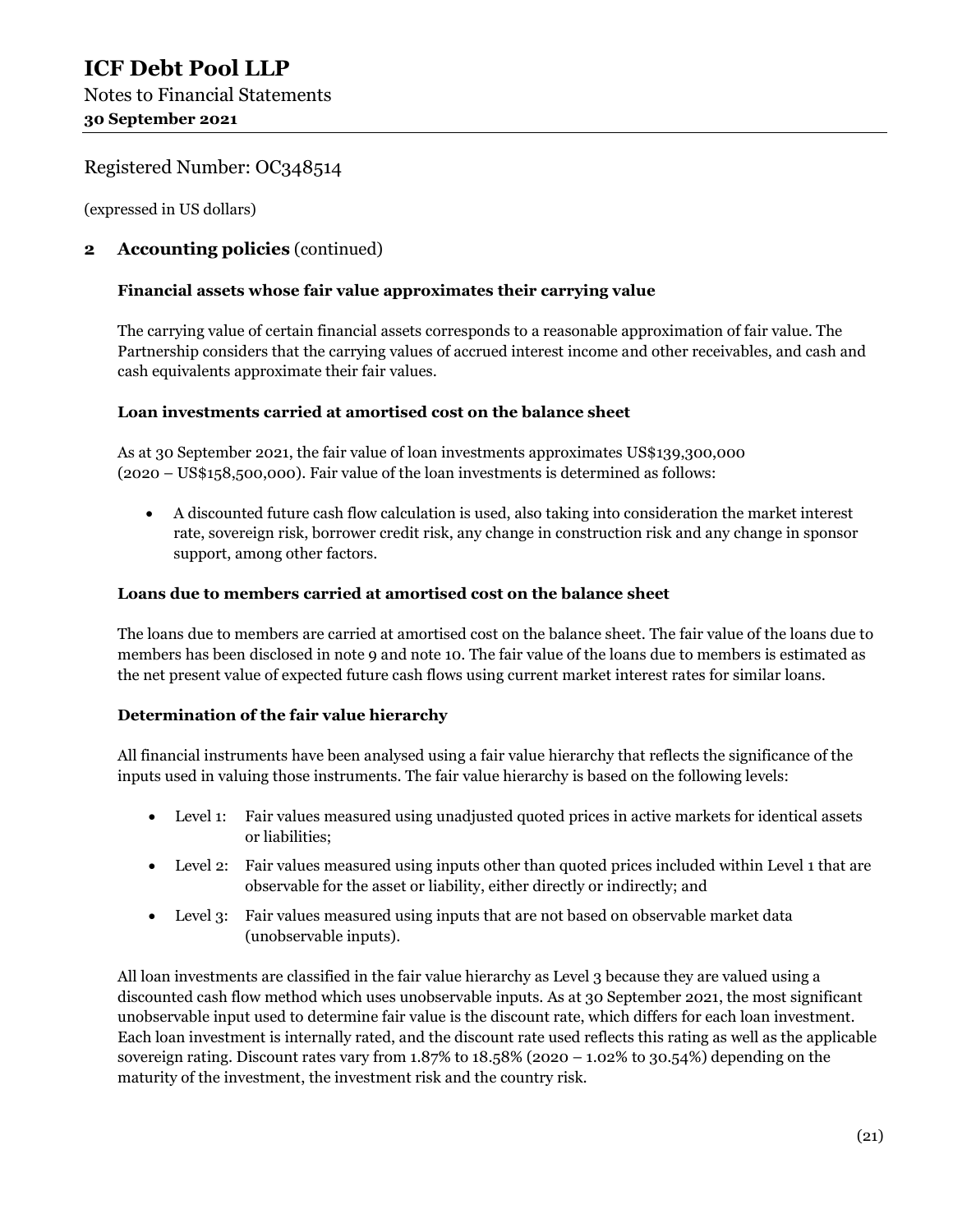Registered Number: OC348514

(expressed in US dollars)

## 2 Accounting policies (continued)

### Financial assets whose fair value approximates their carrying value

The carrying value of certain financial assets corresponds to a reasonable approximation of fair value. The Partnership considers that the carrying values of accrued interest income and other receivables, and cash and cash equivalents approximate their fair values.

### Loan investments carried at amortised cost on the balance sheet

As at 30 September 2021, the fair value of loan investments approximates US$139,300,000 (2020 – US$158,500,000). Fair value of the loan investments is determined as follows:

- A discounted future cash flow calculation is used, also taking into consideration the market interest rate, sovereign risk, borrower credit risk, any change in construction risk and any change in sponsor support, among other factors.

### Loans due to members carried at amortised cost on the balance sheet

The loans due to members are carried at amortised cost on the balance sheet. The fair value of the loans due to members has been disclosed in note 9 and note 10. The fair value of the loans due to members is estimated as the net present value of expected future cash flows using current market interest rates for similar loans.

### Determination of the fair value hierarchy

All financial instruments have been analysed using a fair value hierarchy that reflects the significance of the inputs used in valuing those instruments. The fair value hierarchy is based on the following levels:

- Level 1: Fair values measured using unadjusted quoted prices in active markets for identical assets or liabilities;
- Level 2: Fair values measured using inputs other than quoted prices included within Level 1 that are observable for the asset or liability, either directly or indirectly; and
- Level 3: Fair values measured using inputs that are not based on observable market data (unobservable inputs).

All loan investments are classified in the fair value hierarchy as Level 3 because they are valued using a discounted cash flow method which uses unobservable inputs. As at 30 September 2021, the most significant unobservable input used to determine fair value is the discount rate, which differs for each loan investment. Each loan investment is internally rated, and the discount rate used reflects this rating as well as the applicable sovereign rating. Discount rates vary from 1.87% to 18.58% (2020 – 1.02% to 30.54%) depending on the maturity of the investment, the investment risk and the country risk.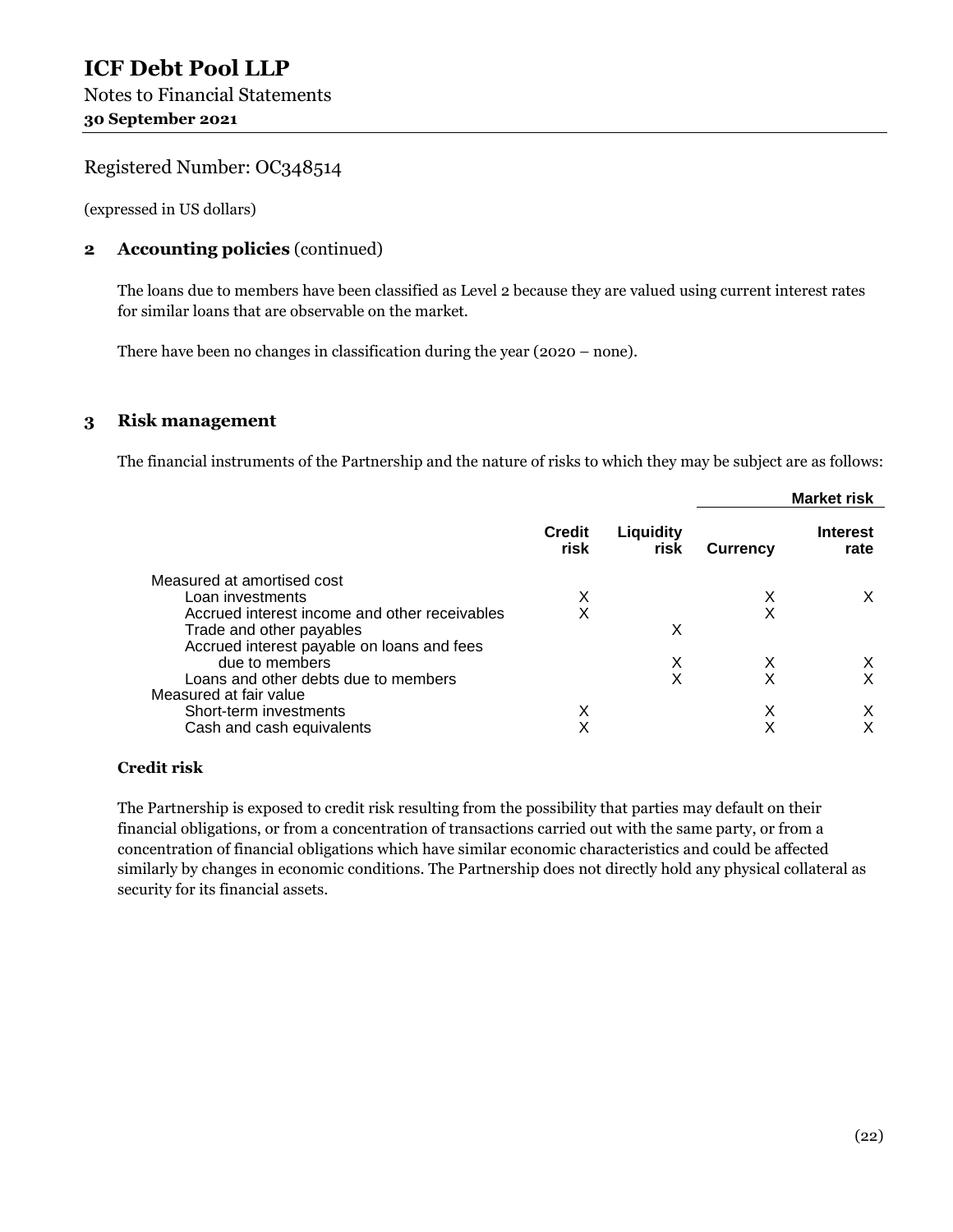# ICF Debt Pool LLP

Notes to Financial Statements
**30 September 2021**

Registered Number: OC348514

(expressed in US dollars)

## 2 Accounting policies (continued)

The loans due to members have been classified as Level 2 because they are valued using current interest rates for similar loans that are observable on the market.

There have been no changes in classification during the year (2020 – none).

## 3 Risk management

The financial instruments of the Partnership and the nature of risks to which they may be subject are as follows:

| | | | Market risk | |
|---|---|---|---|---|
| | Credit risk | Liquidity risk | Currency | Interest rate |
| Measured at amortised cost | | | | |
| Loan investments | X | | X | X |
| Accrued interest income and other receivables | X | | X | |
| Trade and other payables | | X | | |
| Accrued interest payable on loans and fees due to members | | X | X | X |
| Loans and other debts due to members | | X | X | X |
| Measured at fair value | | | | |
| Short-term investments | X | | X | X |
| Cash and cash equivalents | X | | X | X |

### Credit risk

The Partnership is exposed to credit risk resulting from the possibility that parties may default on their financial obligations, or from a concentration of transactions carried out with the same party, or from a concentration of financial obligations which have similar economic characteristics and could be affected similarly by changes in economic conditions. The Partnership does not directly hold any physical collateral as security for its financial assets.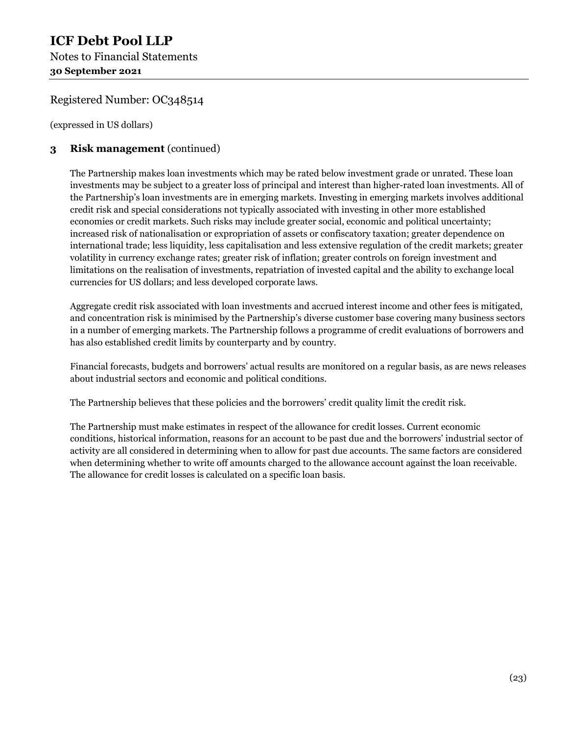# ICF Debt Pool LLP

Notes to Financial Statements
**30 September 2021**

Registered Number: OC348514

(expressed in US dollars)

## 3 Risk management (continued)

The Partnership makes loan investments which may be rated below investment grade or unrated. These loan investments may be subject to a greater loss of principal and interest than higher-rated loan investments. All of the Partnership's loan investments are in emerging markets. Investing in emerging markets involves additional credit risk and special considerations not typically associated with investing in other more established economies or credit markets. Such risks may include greater social, economic and political uncertainty; increased risk of nationalisation or expropriation of assets or confiscatory taxation; greater dependence on international trade; less liquidity, less capitalisation and less extensive regulation of the credit markets; greater volatility in currency exchange rates; greater risk of inflation; greater controls on foreign investment and limitations on the realisation of investments, repatriation of invested capital and the ability to exchange local currencies for US dollars; and less developed corporate laws.

Aggregate credit risk associated with loan investments and accrued interest income and other fees is mitigated, and concentration risk is minimised by the Partnership's diverse customer base covering many business sectors in a number of emerging markets. The Partnership follows a programme of credit evaluations of borrowers and has also established credit limits by counterparty and by country.

Financial forecasts, budgets and borrowers' actual results are monitored on a regular basis, as are news releases about industrial sectors and economic and political conditions.

The Partnership believes that these policies and the borrowers' credit quality limit the credit risk.

The Partnership must make estimates in respect of the allowance for credit losses. Current economic conditions, historical information, reasons for an account to be past due and the borrowers' industrial sector of activity are all considered in determining when to allow for past due accounts. The same factors are considered when determining whether to write off amounts charged to the allowance account against the loan receivable. The allowance for credit losses is calculated on a specific loan basis.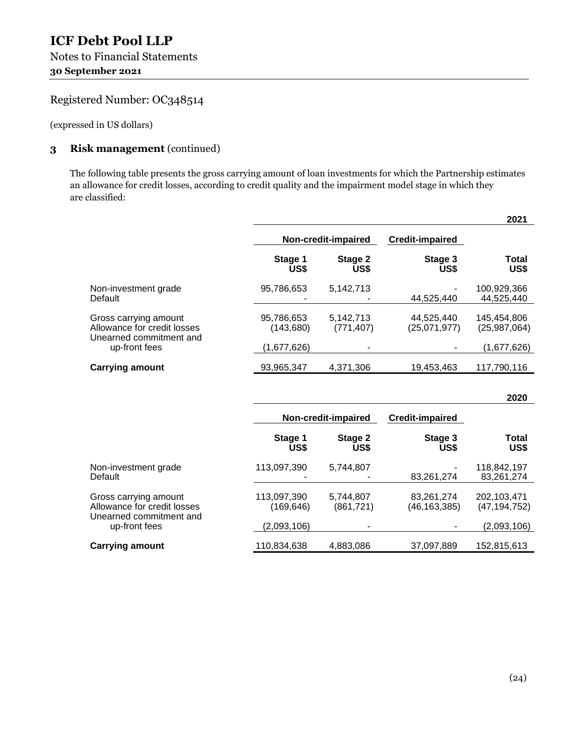# ICF Debt Pool LLP

Notes to Financial Statements

**30 September 2021**

Registered Number: OC348514

(expressed in US dollars)

## 3 Risk management (continued)

The following table presents the gross carrying amount of loan investments for which the Partnership estimates an allowance for credit losses, according to credit quality and the impairment model stage in which they are classified:

**2021**

| | Non-credit-impaired | | Credit-impaired | |
|---|---|---|---|---|
| | **Stage 1 US$** | **Stage 2 US$** | **Stage 3 US$** | **Total US$** |
| Non-investment grade | 95,786,653 | 5,142,713 | - | 100,929,366 |
| Default | - | - | 44,525,440 | 44,525,440 |
| Gross carrying amount | 95,786,653 | 5,142,713 | 44,525,440 | 145,454,806 |
| Allowance for credit losses | (143,680) | (771,407) | (25,071,977) | (25,987,064) |
| Unearned commitment and up-front fees | (1,677,626) | - | - | (1,677,626) |
| **Carrying amount** | 93,965,347 | 4,371,306 | 19,453,463 | 117,790,116 |

**2020**

| | Non-credit-impaired | | Credit-impaired | |
|---|---|---|---|---|
| | **Stage 1 US$** | **Stage 2 US$** | **Stage 3 US$** | **Total US$** |
| Non-investment grade | 113,097,390 | 5,744,807 | - | 118,842,197 |
| Default | - | - | 83,261,274 | 83,261,274 |
| Gross carrying amount | 113,097,390 | 5,744,807 | 83,261,274 | 202,103,471 |
| Allowance for credit losses | (169,646) | (861,721) | (46,163,385) | (47,194,752) |
| Unearned commitment and up-front fees | (2,093,106) | - | - | (2,093,106) |
| **Carrying amount** | 110,834,638 | 4,883,086 | 37,097,889 | 152,815,613 |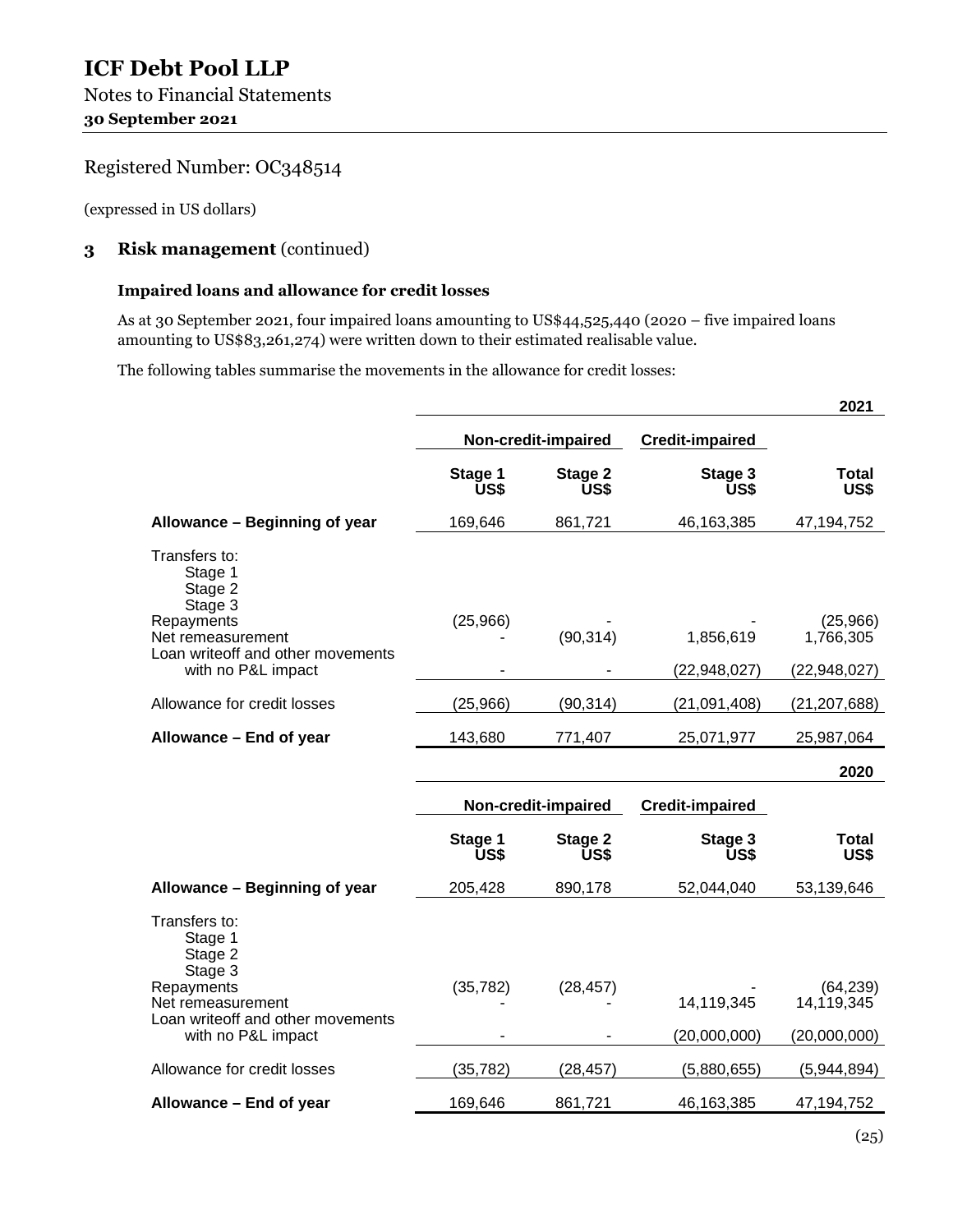# ICF Debt Pool LLP

Notes to Financial Statements

**30 September 2021**

Registered Number: OC348514

(expressed in US dollars)

## 3 Risk management (continued)

### Impaired loans and allowance for credit losses

As at 30 September 2021, four impaired loans amounting to US$44,525,440 (2020 – five impaired loans amounting to US$83,261,274) were written down to their estimated realisable value.

The following tables summarise the movements in the allowance for credit losses:

| | | | | 2021 |
|---|---|---|---|---|
| | Non-credit-impaired | | Credit-impaired | |
| | Stage 1 US$ | Stage 2 US$ | Stage 3 US$ | Total US$ |
| **Allowance – Beginning of year** | 169,646 | 861,721 | 46,163,385 | 47,194,752 |
| Transfers to: | | | | |
| Stage 1 | | | | |
| Stage 2 | | | | |
| Stage 3 | | | | |
| Repayments | (25,966) | - | - | (25,966) |
| Net remeasurement | - | (90,314) | 1,856,619 | 1,766,305 |
| Loan writeoff and other movements with no P&L impact | - | - | (22,948,027) | (22,948,027) |
| Allowance for credit losses | (25,966) | (90,314) | (21,091,408) | (21,207,688) |
| **Allowance – End of year** | 143,680 | 771,407 | 25,071,977 | 25,987,064 |

| | | | | 2020 |
|---|---|---|---|---|
| | Non-credit-impaired | | Credit-impaired | |
| | Stage 1 US$ | Stage 2 US$ | Stage 3 US$ | Total US$ |
| **Allowance – Beginning of year** | 205,428 | 890,178 | 52,044,040 | 53,139,646 |
| Transfers to: | | | | |
| Stage 1 | | | | |
| Stage 2 | | | | |
| Stage 3 | | | | |
| Repayments | (35,782) | (28,457) | - | (64,239) |
| Net remeasurement | - | - | 14,119,345 | 14,119,345 |
| Loan writeoff and other movements with no P&L impact | - | - | (20,000,000) | (20,000,000) |
| Allowance for credit losses | (35,782) | (28,457) | (5,880,655) | (5,944,894) |
| **Allowance – End of year** | 169,646 | 861,721 | 46,163,385 | 47,194,752 |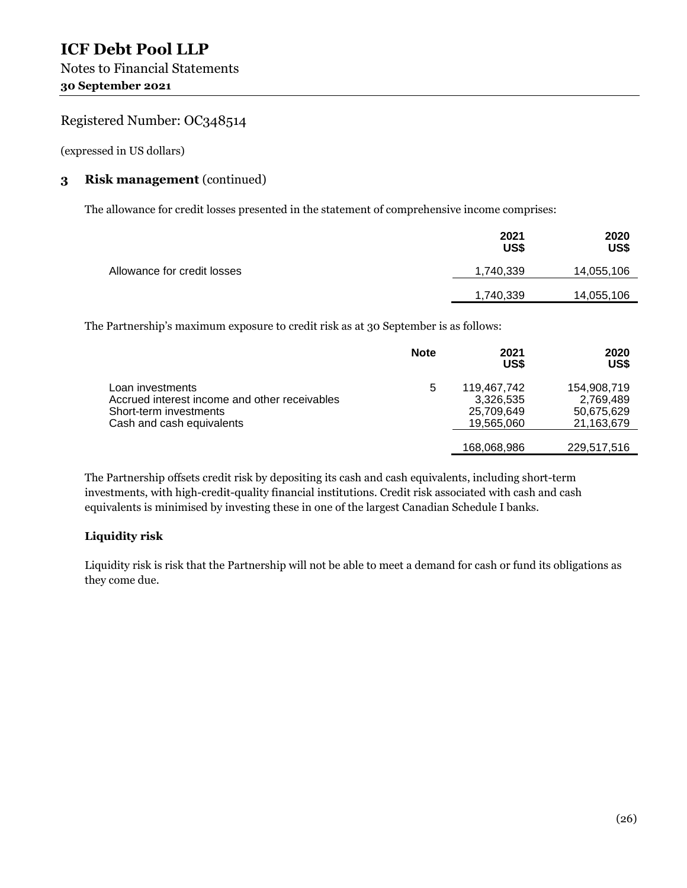# ICF Debt Pool LLP

Notes to Financial Statements

**30 September 2021**

Registered Number: OC348514

(expressed in US dollars)

## 3 Risk management (continued)

The allowance for credit losses presented in the statement of comprehensive income comprises:

| | 2021 US$ | 2020 US$ |
|---|---|---|
| Allowance for credit losses | 1,740,339 | 14,055,106 |
| | 1,740,339 | 14,055,106 |

The Partnership's maximum exposure to credit risk as at 30 September is as follows:

| | Note | 2021 US$ | 2020 US$ |
|---|---|---|---|
| Loan investments | 5 | 119,467,742 | 154,908,719 |
| Accrued interest income and other receivables | | 3,326,535 | 2,769,489 |
| Short-term investments | | 25,709,649 | 50,675,629 |
| Cash and cash equivalents | | 19,565,060 | 21,163,679 |
| | | 168,068,986 | 229,517,516 |

The Partnership offsets credit risk by depositing its cash and cash equivalents, including short-term investments, with high-credit-quality financial institutions. Credit risk associated with cash and cash equivalents is minimised by investing these in one of the largest Canadian Schedule I banks.

### Liquidity risk

Liquidity risk is risk that the Partnership will not be able to meet a demand for cash or fund its obligations as they come due.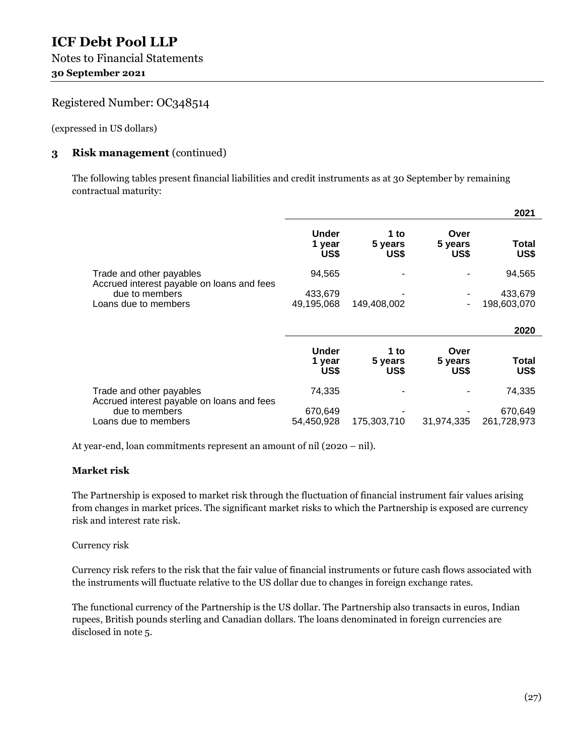# ICF Debt Pool LLP

Notes to Financial Statements

**30 September 2021**

Registered Number: OC348514

(expressed in US dollars)

## 3 Risk management (continued)

The following tables present financial liabilities and credit instruments as at 30 September by remaining contractual maturity:

| | | | | **2021** |
|---|---|---|---|---|
| | **Under 1 year US$** | **1 to 5 years US$** | **Over 5 years US$** | **Total US$** |
| Trade and other payables | 94,565 | - | - | 94,565 |
| Accrued interest payable on loans and fees due to members | 433,679 | - | - | 433,679 |
| Loans due to members | 49,195,068 | 149,408,002 | - | 198,603,070 |

| | | | | **2020** |
|---|---|---|---|---|
| | **Under 1 year US$** | **1 to 5 years US$** | **Over 5 years US$** | **Total US$** |
| Trade and other payables | 74,335 | - | - | 74,335 |
| Accrued interest payable on loans and fees due to members | 670,649 | - | - | 670,649 |
| Loans due to members | 54,450,928 | 175,303,710 | 31,974,335 | 261,728,973 |

At year-end, loan commitments represent an amount of nil (2020 – nil).

**Market risk**

The Partnership is exposed to market risk through the fluctuation of financial instrument fair values arising from changes in market prices. The significant market risks to which the Partnership is exposed are currency risk and interest rate risk.

Currency risk

Currency risk refers to the risk that the fair value of financial instruments or future cash flows associated with the instruments will fluctuate relative to the US dollar due to changes in foreign exchange rates.

The functional currency of the Partnership is the US dollar. The Partnership also transacts in euros, Indian rupees, British pounds sterling and Canadian dollars. The loans denominated in foreign currencies are disclosed in note 5.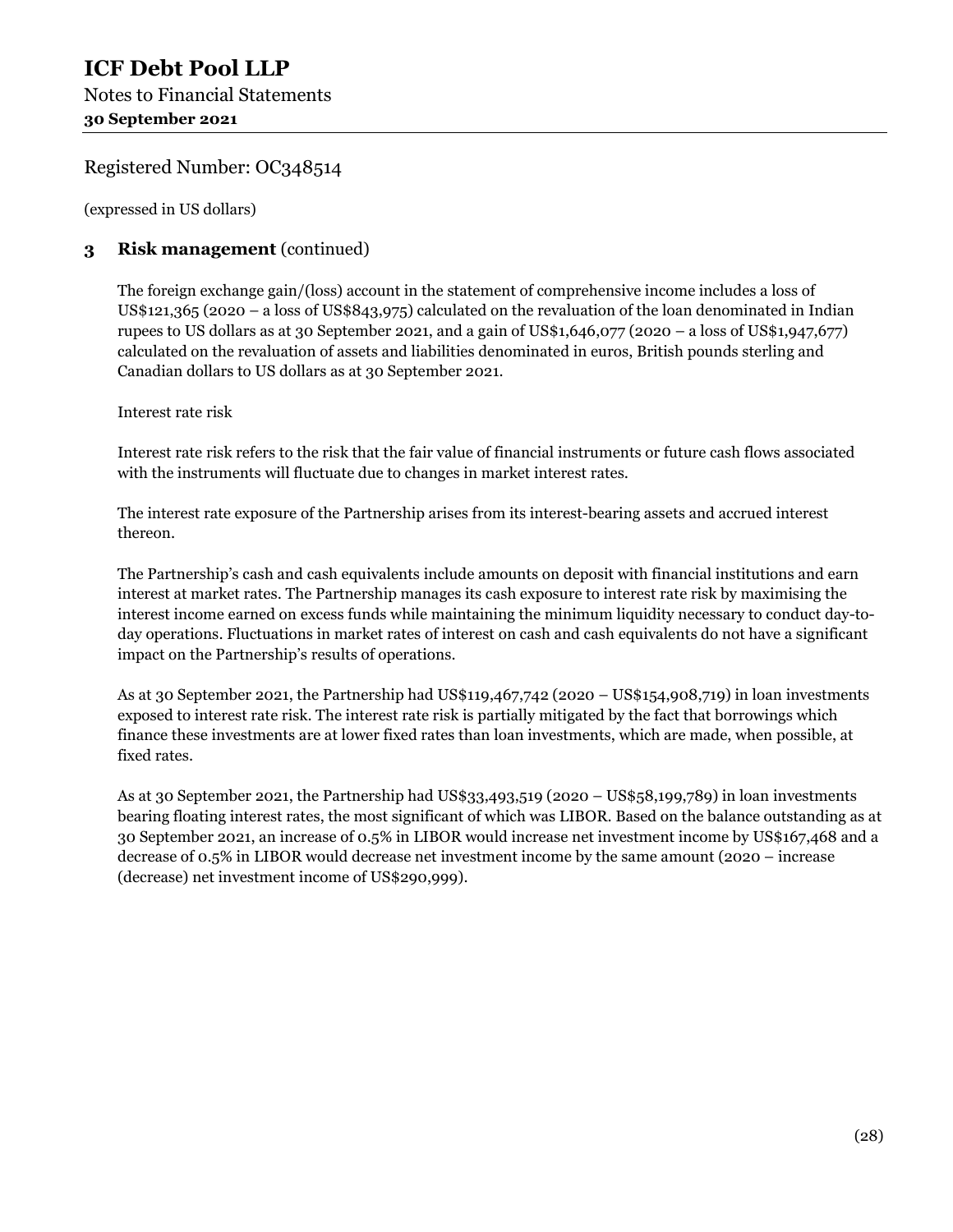# ICF Debt Pool LLP

Notes to Financial Statements
**30 September 2021**

Registered Number: OC348514

(expressed in US dollars)

## 3 Risk management (continued)

The foreign exchange gain/(loss) account in the statement of comprehensive income includes a loss of US$121,365 (2020 – a loss of US$843,975) calculated on the revaluation of the loan denominated in Indian rupees to US dollars as at 30 September 2021, and a gain of US$1,646,077 (2020 – a loss of US$1,947,677) calculated on the revaluation of assets and liabilities denominated in euros, British pounds sterling and Canadian dollars to US dollars as at 30 September 2021.

Interest rate risk

Interest rate risk refers to the risk that the fair value of financial instruments or future cash flows associated with the instruments will fluctuate due to changes in market interest rates.

The interest rate exposure of the Partnership arises from its interest-bearing assets and accrued interest thereon.

The Partnership's cash and cash equivalents include amounts on deposit with financial institutions and earn interest at market rates. The Partnership manages its cash exposure to interest rate risk by maximising the interest income earned on excess funds while maintaining the minimum liquidity necessary to conduct day-to-day operations. Fluctuations in market rates of interest on cash and cash equivalents do not have a significant impact on the Partnership's results of operations.

As at 30 September 2021, the Partnership had US$119,467,742 (2020 – US$154,908,719) in loan investments exposed to interest rate risk. The interest rate risk is partially mitigated by the fact that borrowings which finance these investments are at lower fixed rates than loan investments, which are made, when possible, at fixed rates.

As at 30 September 2021, the Partnership had US$33,493,519 (2020 – US$58,199,789) in loan investments bearing floating interest rates, the most significant of which was LIBOR. Based on the balance outstanding as at 30 September 2021, an increase of 0.5% in LIBOR would increase net investment income by US$167,468 and a decrease of 0.5% in LIBOR would decrease net investment income by the same amount (2020 – increase (decrease) net investment income of US$290,999).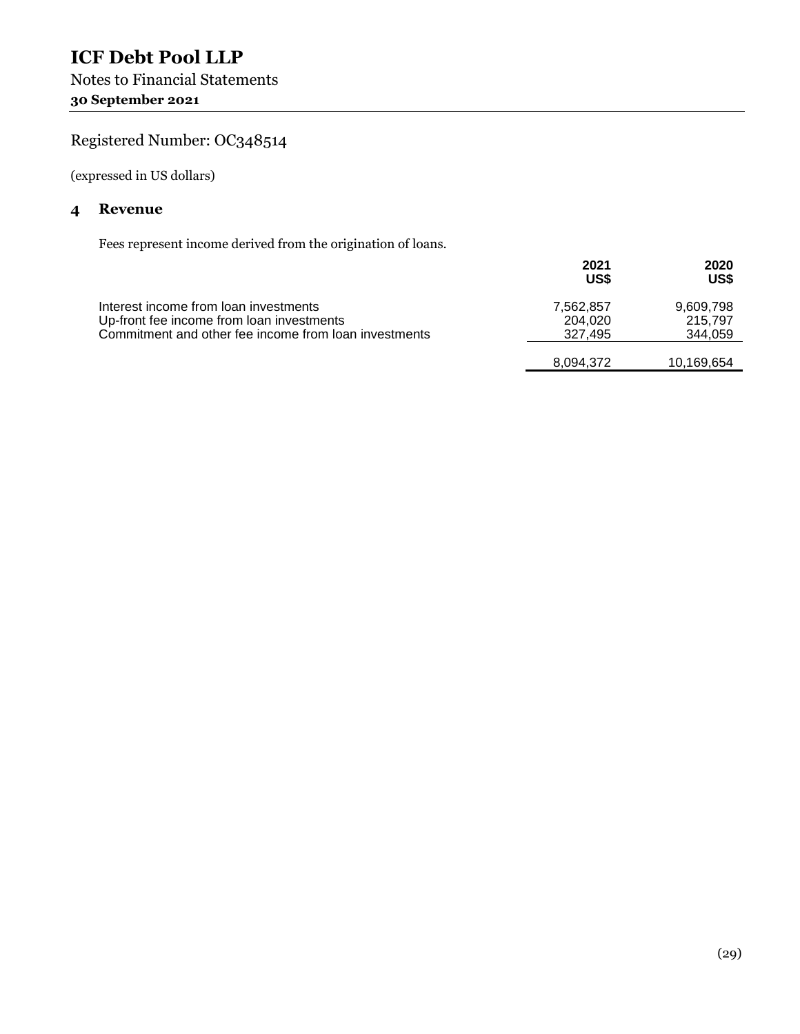# ICF Debt Pool LLP

Notes to Financial Statements

**30 September 2021**

## Registered Number: OC348514

(expressed in US dollars)

### 4 Revenue

Fees represent income derived from the origination of loans.

| | 2021 US$ | 2020 US$ |
|---|---|---|
| Interest income from loan investments | 7,562,857 | 9,609,798 |
| Up-front fee income from loan investments | 204,020 | 215,797 |
| Commitment and other fee income from loan investments | 327,495 | 344,059 |
| | 8,094,372 | 10,169,654 |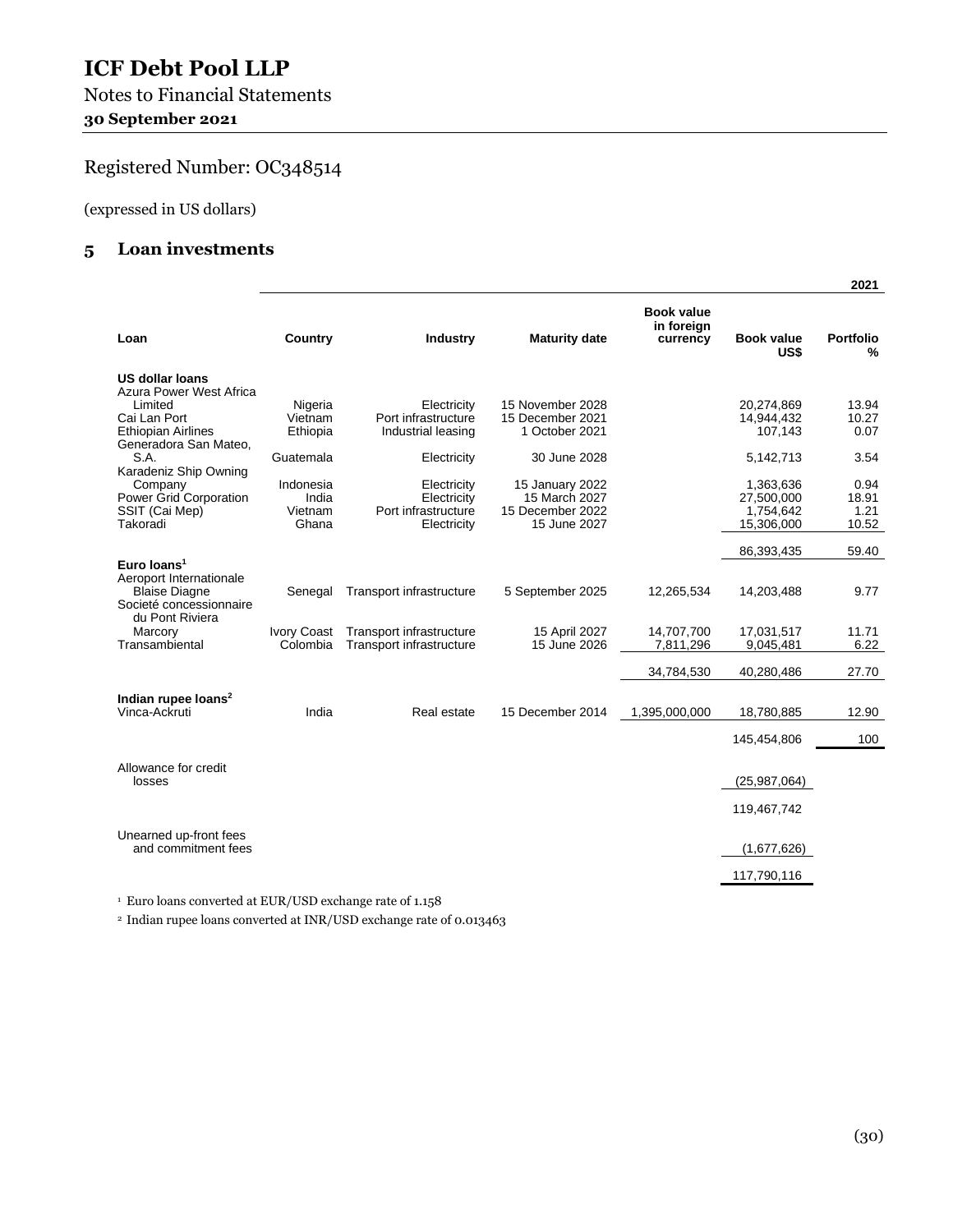# ICF Debt Pool LLP

Notes to Financial Statements

**30 September 2021**

Registered Number: OC348514

(expressed in US dollars)

## 5 Loan investments

| | | | | | | 2021 |
|---|---|---|---|---|---|---|
| **Loan** | **Country** | **Industry** | **Maturity date** | **Book value in foreign currency** | **Book value US$** | **Portfolio %** |
| **US dollar loans** | | | | | | |
| Azura Power West Africa Limited | Nigeria | Electricity | 15 November 2028 | | 20,274,869 | 13.94 |
| Cai Lan Port | Vietnam | Port infrastructure | 15 December 2021 | | 14,944,432 | 10.27 |
| Ethiopian Airlines | Ethiopia | Industrial leasing | 1 October 2021 | | 107,143 | 0.07 |
| Generadora San Mateo, S.A. | Guatemala | Electricity | 30 June 2028 | | 5,142,713 | 3.54 |
| Karadeniz Ship Owning Company | Indonesia | Electricity | 15 January 2022 | | 1,363,636 | 0.94 |
| Power Grid Corporation | India | Electricity | 15 March 2027 | | 27,500,000 | 18.91 |
| SSIT (Cai Mep) | Vietnam | Port infrastructure | 15 December 2022 | | 1,754,642 | 1.21 |
| Takoradi | Ghana | Electricity | 15 June 2027 | | 15,306,000 | 10.52 |
| | | | | | 86,393,435 | 59.40 |
| **Euro loans**[1] | | | | | | |
| Aeroport Internationale Blaise Diagne | Senegal | Transport infrastructure | 5 September 2025 | 12,265,534 | 14,203,488 | 9.77 |
| Societé concessionnaire du Pont Riviera Marcory | Ivory Coast | Transport infrastructure | 15 April 2027 | 14,707,700 | 17,031,517 | 11.71 |
| Transambiental | Colombia | Transport infrastructure | 15 June 2026 | 7,811,296 | 9,045,481 | 6.22 |
| | | | | 34,784,530 | 40,280,486 | 27.70 |
| **Indian rupee loans**[2] | | | | | | |
| Vinca-Ackruti | India | Real estate | 15 December 2014 | 1,395,000,000 | 18,780,885 | 12.90 |
| | | | | | 145,454,806 | 100 |
| Allowance for credit losses | | | | | (25,987,064) | |
| | | | | | 119,467,742 | |
| Unearned up-front fees and commitment fees | | | | | (1,677,626) | |
| | | | | | 117,790,116 | |

[1] Euro loans converted at EUR/USD exchange rate of 1.158

[2] Indian rupee loans converted at INR/USD exchange rate of 0.013463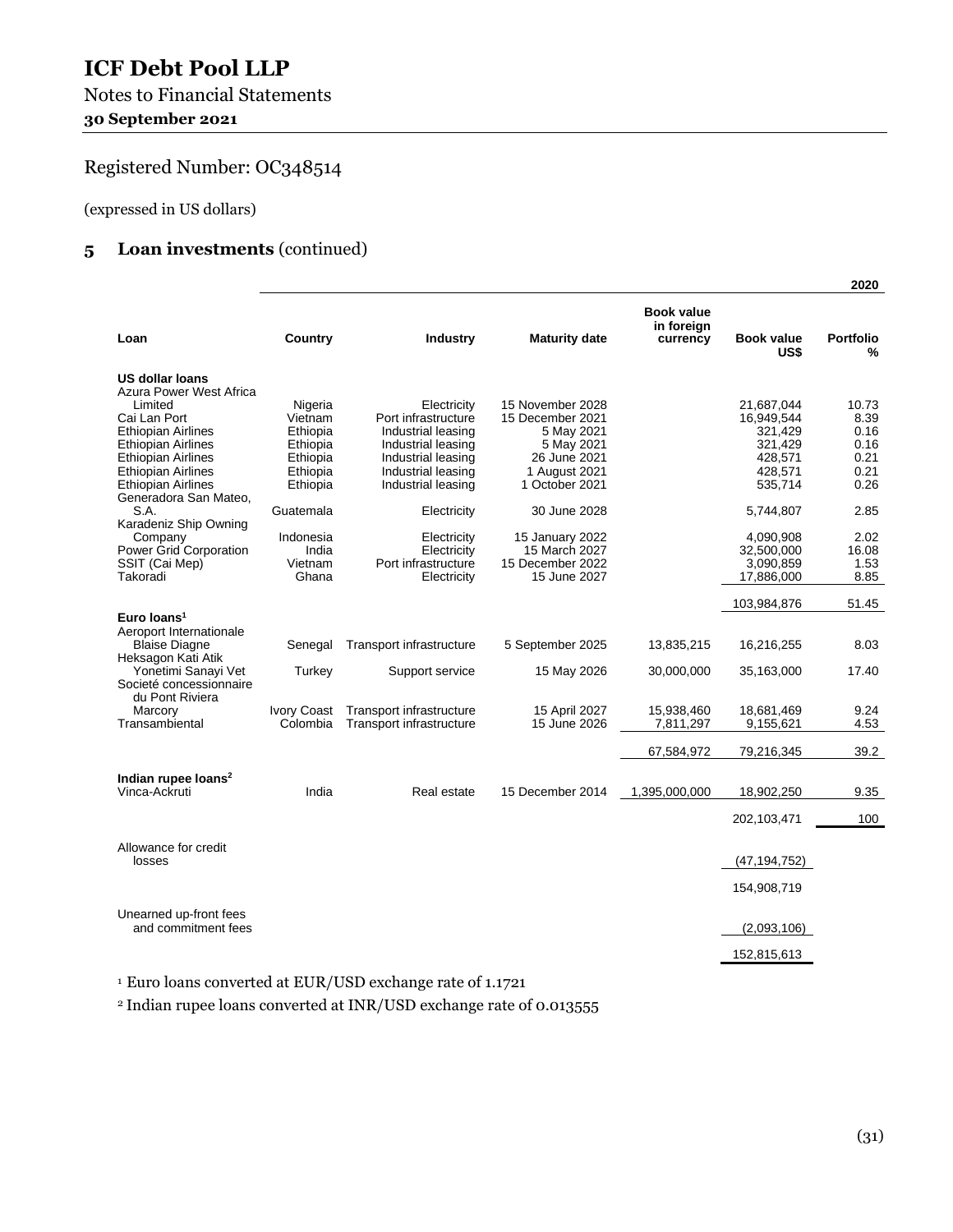# ICF Debt Pool LLP

Notes to Financial Statements

**30 September 2021**

Registered Number: OC348514

(expressed in US dollars)

## 5 Loan investments (continued)

| | | | | | | 2020 |
|---|---|---|---|---|---|---|
| **Loan** | **Country** | **Industry** | **Maturity date** | **Book value in foreign currency** | **Book value US$** | **Portfolio %** |
| **US dollar loans** | | | | | | |
| Azura Power West Africa Limited | Nigeria | Electricity | 15 November 2028 | | 21,687,044 | 10.73 |
| Cai Lan Port | Vietnam | Port infrastructure | 15 December 2021 | | 16,949,544 | 8.39 |
| Ethiopian Airlines | Ethiopia | Industrial leasing | 5 May 2021 | | 321,429 | 0.16 |
| Ethiopian Airlines | Ethiopia | Industrial leasing | 5 May 2021 | | 321,429 | 0.16 |
| Ethiopian Airlines | Ethiopia | Industrial leasing | 26 June 2021 | | 428,571 | 0.21 |
| Ethiopian Airlines | Ethiopia | Industrial leasing | 1 August 2021 | | 428,571 | 0.21 |
| Ethiopian Airlines | Ethiopia | Industrial leasing | 1 October 2021 | | 535,714 | 0.26 |
| Generadora San Mateo, S.A. | Guatemala | Electricity | 30 June 2028 | | 5,744,807 | 2.85 |
| Karadeniz Ship Owning Company | Indonesia | Electricity | 15 January 2022 | | 4,090,908 | 2.02 |
| Power Grid Corporation | India | Electricity | 15 March 2027 | | 32,500,000 | 16.08 |
| SSIT (Cai Mep) | Vietnam | Port infrastructure | 15 December 2022 | | 3,090,859 | 1.53 |
| Takoradi | Ghana | Electricity | 15 June 2027 | | 17,886,000 | 8.85 |
| | | | | | 103,984,876 | 51.45 |
| **Euro loans[1]** | | | | | | |
| Aeroport Internationale Blaise Diagne | Senegal | Transport infrastructure | 5 September 2025 | 13,835,215 | 16,216,255 | 8.03 |
| Heksagon Kati Atik Yonetimi Sanayi Vet | Turkey | Support service | 15 May 2026 | 30,000,000 | 35,163,000 | 17.40 |
| Societé concessionnaire du Pont Riviera Marcory | Ivory Coast | Transport infrastructure | 15 April 2027 | 15,938,460 | 18,681,469 | 9.24 |
| Transambiental | Colombia | Transport infrastructure | 15 June 2026 | 7,811,297 | 9,155,621 | 4.53 |
| | | | | 67,584,972 | 79,216,345 | 39.2 |
| **Indian rupee loans[2]** | | | | | | |
| Vinca-Ackruti | India | Real estate | 15 December 2014 | 1,395,000,000 | 18,902,250 | 9.35 |
| | | | | | 202,103,471 | 100 |
| Allowance for credit losses | | | | | (47,194,752) | |
| | | | | | 154,908,719 | |
| Unearned up-front fees and commitment fees | | | | | (2,093,106) | |
| | | | | | 152,815,613 | |

[1] Euro loans converted at EUR/USD exchange rate of 1.1721

[2] Indian rupee loans converted at INR/USD exchange rate of 0.013555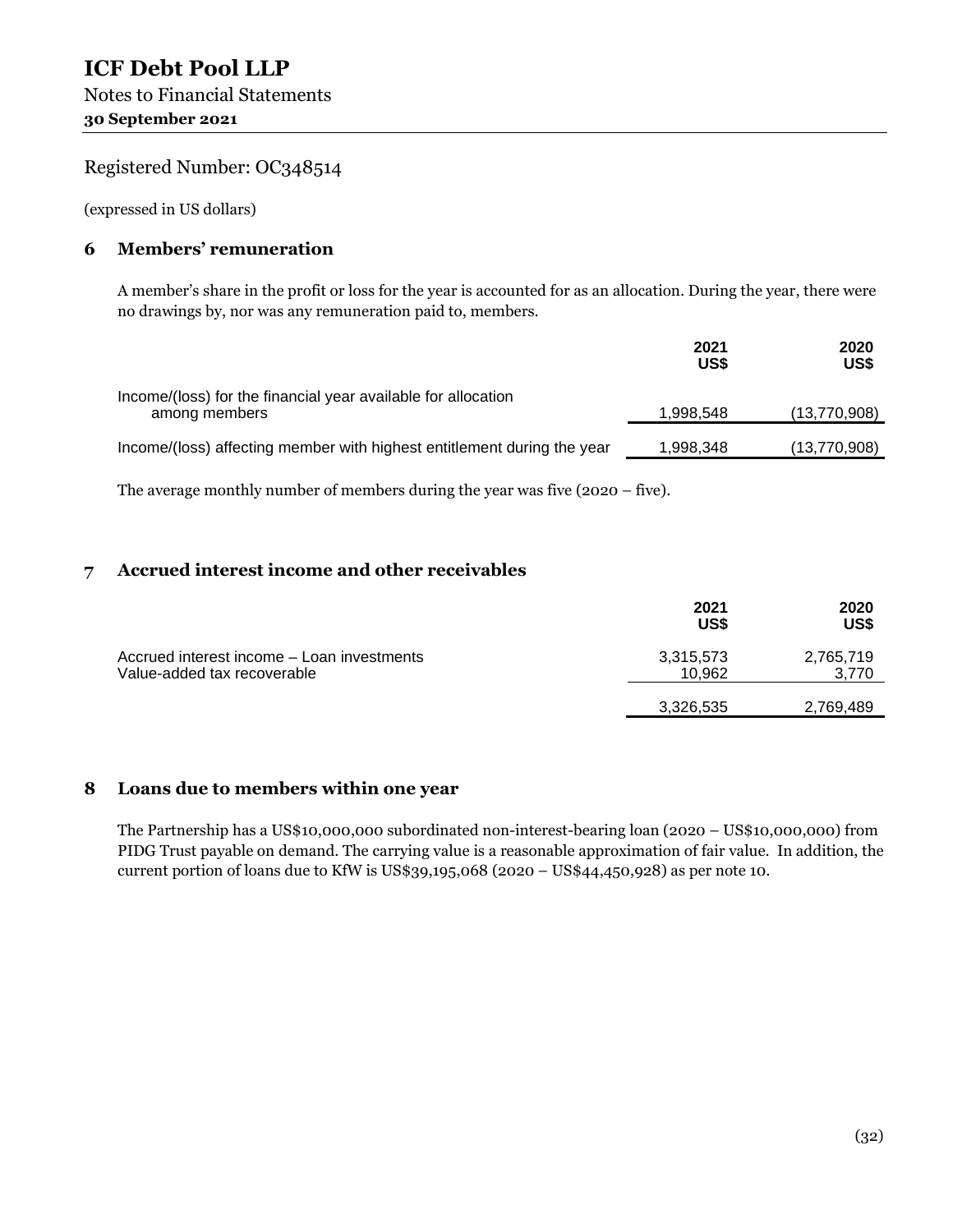# ICF Debt Pool LLP

Notes to Financial Statements

**30 September 2021**

Registered Number: OC348514

(expressed in US dollars)

## 6 Members' remuneration

A member's share in the profit or loss for the year is accounted for as an allocation. During the year, there were no drawings by, nor was any remuneration paid to, members.

| | 2021 US$ | 2020 US$ |
|---|---|---|
| Income/(loss) for the financial year available for allocation among members | 1,998,548 | (13,770,908) |
| Income/(loss) affecting member with highest entitlement during the year | 1,998,348 | (13,770,908) |

The average monthly number of members during the year was five (2020 – five).

## 7 Accrued interest income and other receivables

| | 2021 US$ | 2020 US$ |
|---|---|---|
| Accrued interest income – Loan investments | 3,315,573 | 2,765,719 |
| Value-added tax recoverable | 10,962 | 3,770 |
| | 3,326,535 | 2,769,489 |

## 8 Loans due to members within one year

The Partnership has a US$10,000,000 subordinated non-interest-bearing loan (2020 – US$10,000,000) from PIDG Trust payable on demand. The carrying value is a reasonable approximation of fair value. In addition, the current portion of loans due to KfW is US$39,195,068 (2020 – US$44,450,928) as per note 10.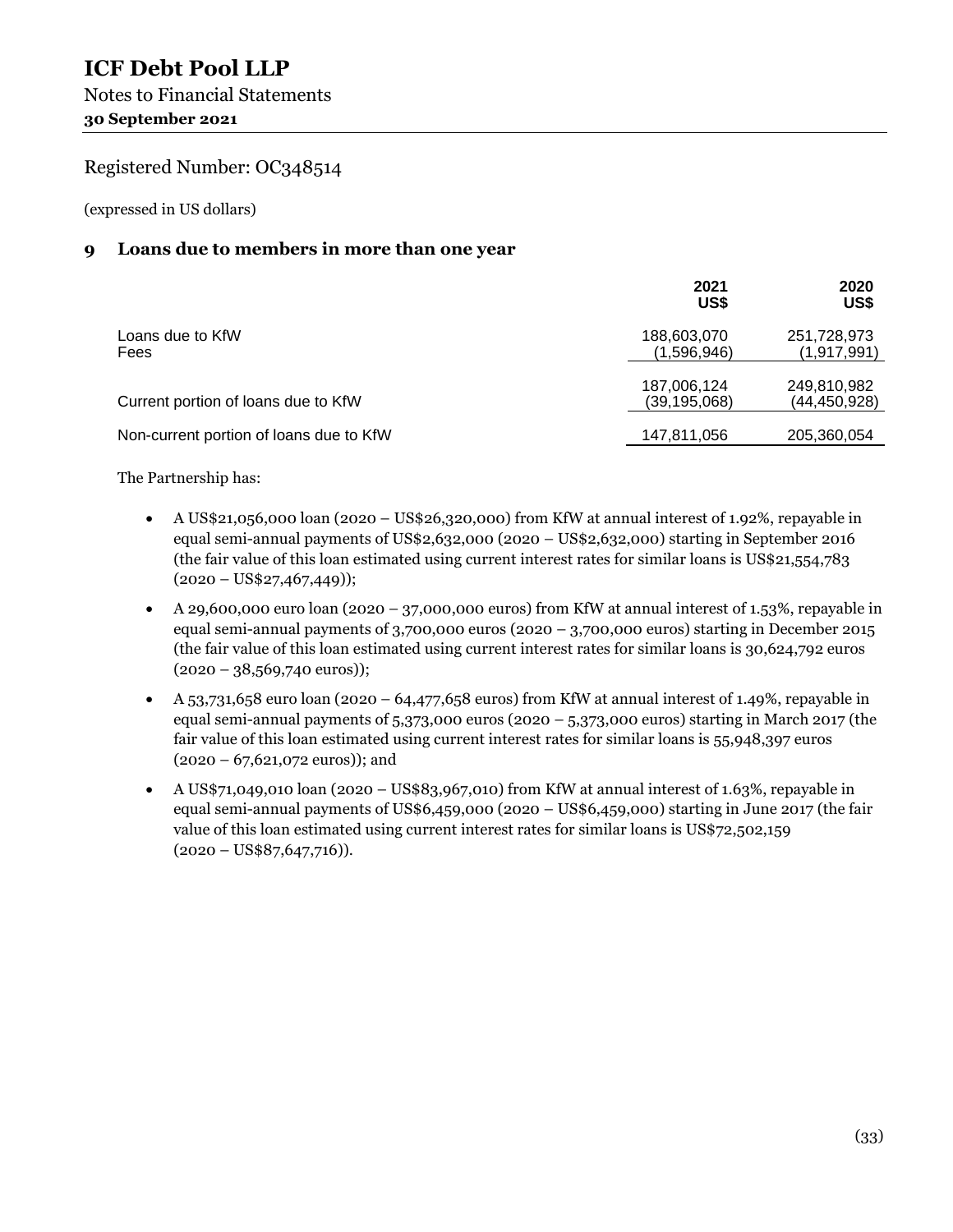# ICF Debt Pool LLP

Notes to Financial Statements
**30 September 2021**

Registered Number: OC348514

(expressed in US dollars)

## 9 Loans due to members in more than one year

| | 2021 US$ | 2020 US$ |
|---|---|---|
| Loans due to KfW | 188,603,070 | 251,728,973 |
| Fees | (1,596,946) | (1,917,991) |
| | 187,006,124 | 249,810,982 |
| Current portion of loans due to KfW | (39,195,068) | (44,450,928) |
| Non-current portion of loans due to KfW | 147,811,056 | 205,360,054 |

The Partnership has:

- A US$21,056,000 loan (2020 – US$26,320,000) from KfW at annual interest of 1.92%, repayable in equal semi-annual payments of US$2,632,000 (2020 – US$2,632,000) starting in September 2016 (the fair value of this loan estimated using current interest rates for similar loans is US$21,554,783 (2020 – US$27,467,449));
- A 29,600,000 euro loan (2020 – 37,000,000 euros) from KfW at annual interest of 1.53%, repayable in equal semi-annual payments of 3,700,000 euros (2020 – 3,700,000 euros) starting in December 2015 (the fair value of this loan estimated using current interest rates for similar loans is 30,624,792 euros (2020 – 38,569,740 euros));
- A 53,731,658 euro loan (2020 – 64,477,658 euros) from KfW at annual interest of 1.49%, repayable in equal semi-annual payments of 5,373,000 euros (2020 – 5,373,000 euros) starting in March 2017 (the fair value of this loan estimated using current interest rates for similar loans is 55,948,397 euros (2020 – 67,621,072 euros)); and
- A US$71,049,010 loan (2020 – US$83,967,010) from KfW at annual interest of 1.63%, repayable in equal semi-annual payments of US$6,459,000 (2020 – US$6,459,000) starting in June 2017 (the fair value of this loan estimated using current interest rates for similar loans is US$72,502,159 (2020 – US$87,647,716)).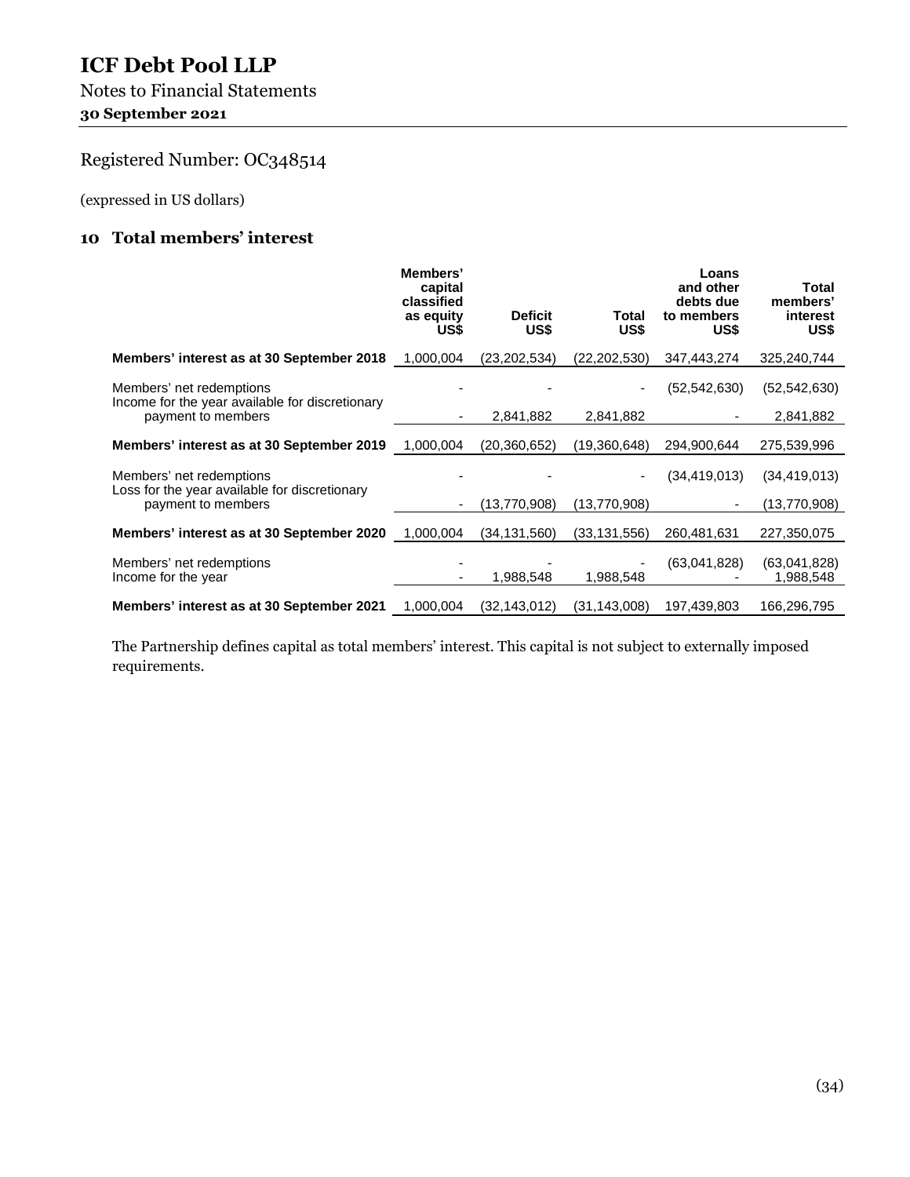# ICF Debt Pool LLP

Notes to Financial Statements

**30 September 2021**

Registered Number: OC348514

(expressed in US dollars)

## 10 Total members' interest

| | Members' capital classified as equity US$ | Deficit US$ | Total US$ | Loans and other debts due to members US$ | Total members' interest US$ |
|---|---|---|---|---|---|
| **Members' interest as at 30 September 2018** | 1,000,004 | (23,202,534) | (22,202,530) | 347,443,274 | 325,240,744 |
| Members' net redemptions | - | - | - | (52,542,630) | (52,542,630) |
| Income for the year available for discretionary payment to members | - | 2,841,882 | 2,841,882 | - | 2,841,882 |
| **Members' interest as at 30 September 2019** | 1,000,004 | (20,360,652) | (19,360,648) | 294,900,644 | 275,539,996 |
| Members' net redemptions | - | - | - | (34,419,013) | (34,419,013) |
| Loss for the year available for discretionary payment to members | - | (13,770,908) | (13,770,908) | - | (13,770,908) |
| **Members' interest as at 30 September 2020** | 1,000,004 | (34,131,560) | (33,131,556) | 260,481,631 | 227,350,075 |
| Members' net redemptions | - | - | - | (63,041,828) | (63,041,828) |
| Income for the year | - | 1,988,548 | 1,988,548 | - | 1,988,548 |
| **Members' interest as at 30 September 2021** | 1,000,004 | (32,143,012) | (31,143,008) | 197,439,803 | 166,296,795 |

The Partnership defines capital as total members' interest. This capital is not subject to externally imposed requirements.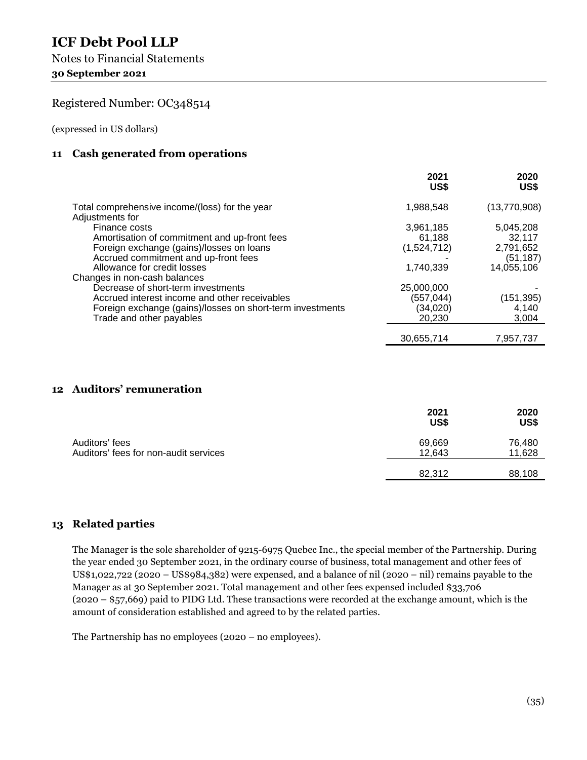# ICF Debt Pool LLP

Notes to Financial Statements

**30 September 2021**

Registered Number: OC348514

(expressed in US dollars)

## 11 Cash generated from operations

| | 2021 US$ | 2020 US$ |
|---|---|---|
| Total comprehensive income/(loss) for the year | 1,988,548 | (13,770,908) |
| Adjustments for | | |
| Finance costs | 3,961,185 | 5,045,208 |
| Amortisation of commitment and up-front fees | 61,188 | 32,117 |
| Foreign exchange (gains)/losses on loans | (1,524,712) | 2,791,652 |
| Accrued commitment and up-front fees | - | (51,187) |
| Allowance for credit losses | 1,740,339 | 14,055,106 |
| Changes in non-cash balances | | |
| Decrease of short-term investments | 25,000,000 | - |
| Accrued interest income and other receivables | (557,044) | (151,395) |
| Foreign exchange (gains)/losses on short-term investments | (34,020) | 4,140 |
| Trade and other payables | 20,230 | 3,004 |
| | 30,655,714 | 7,957,737 |

## 12 Auditors' remuneration

| | 2021 US$ | 2020 US$ |
|---|---|---|
| Auditors' fees | 69,669 | 76,480 |
| Auditors' fees for non-audit services | 12,643 | 11,628 |
| | 82,312 | 88,108 |

## 13 Related parties

The Manager is the sole shareholder of 9215-6975 Quebec Inc., the special member of the Partnership. During the year ended 30 September 2021, in the ordinary course of business, total management and other fees of US$1,022,722 (2020 – US$984,382) were expensed, and a balance of nil (2020 – nil) remains payable to the Manager as at 30 September 2021. Total management and other fees expensed included $33,706 (2020 – $57,669) paid to PIDG Ltd. These transactions were recorded at the exchange amount, which is the amount of consideration established and agreed to by the related parties.

The Partnership has no employees (2020 – no employees).